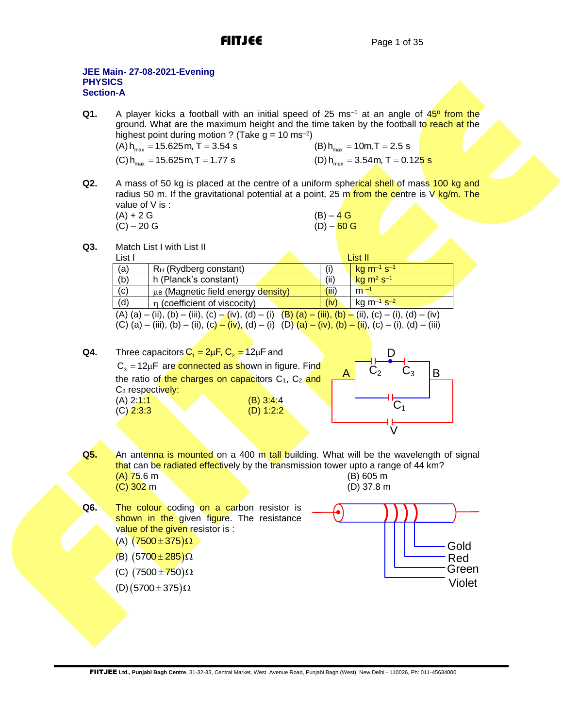**JEE Main- 27-08-2021-Evening**
**PHYSICS**
**Section-A**

**Q1.** A player kicks a football with an initial speed of 25 $ms^{-1}$ at an angle of 45° from the ground. What are the maximum height and the time taken by the football to reach at the highest point during motion ? (Take g = 10 $ms^{-2}$)

(A) $h_{max} = 15.625 m, T = 3.54 s$
(B) $h_{max} = 10m, T = 2.5 s$
(C) $h_{max} = 15.625 m, T = 1.77 s$
(D) $h_{max} = 3.54 m, T = 0.125 s$

**Q2.** A mass of 50 kg is placed at the centre of a uniform spherical shell of mass 100 kg and radius 50 m. If the gravitational potential at a point, 25 m from the centre is V kg/m. The value of V is :

(A) + 2 G
(B) – 4 G
(C) – 20 G
(D) – 60 G

**Q3.** Match List I with List II

| | List I | | List II |
|---|---|---|---|
| (a) | $R_H$ (Rydberg constant) | (i) | kg $m^{-1}$ $s^{-1}$ |
| (b) | h (Planck's constant) | (ii) | kg $m^2$ $s^{-1}$ |
| (c) | $\mu_B$ (Magnetic field energy density) | (iii) | $m^{-1}$ |
| (d) | $\eta$ (coefficient of viscocity) | (iv) | kg $m^{-1}$ $s^{-2}$ |

(A) (a) – (ii), (b) – (iii), (c) – (iv), (d) – (i)
(B) (a) – (iii), (b) – (ii), (c) – (i), (d) – (iv)
(C) (a) – (iii), (b) – (ii), (c) – (iv), (d) – (i)
(D) (a) – (iv), (b) – (ii), (c) – (i), (d) – (iii)

**Q4.** Three capacitors $C_1 = 2\mu F$, $C_2 = 12\mu F$ and $C_3 = 12\mu F$ are connected as shown in figure. Find the ratio of the charges on capacitors $C_1$, $C_2$ and $C_3$ respectively:

(A) 2:1:1
(B) 3:4:4
(C) 2:3:3
(D) 1:2:2

**Q5.** An antenna is mounted on a 400 m tall building. What will be the wavelength of signal that can be radiated effectively by the transmission tower upto a range of 44 km?

(A) 75.6 m
(B) 605 m
(C) 302 m
(D) 37.8 m

**Q6.** The colour coding on a carbon resistor is shown in the given figure. The resistance value of the given resistor is :

(A) $(7500 \pm 375)\Omega$
(B) $(5700 \pm 285)\Omega$
(C) $(7500 \pm 750)\Omega$
(D) $(5700 \pm 375)\Omega$

Gold
Red
Green
Violet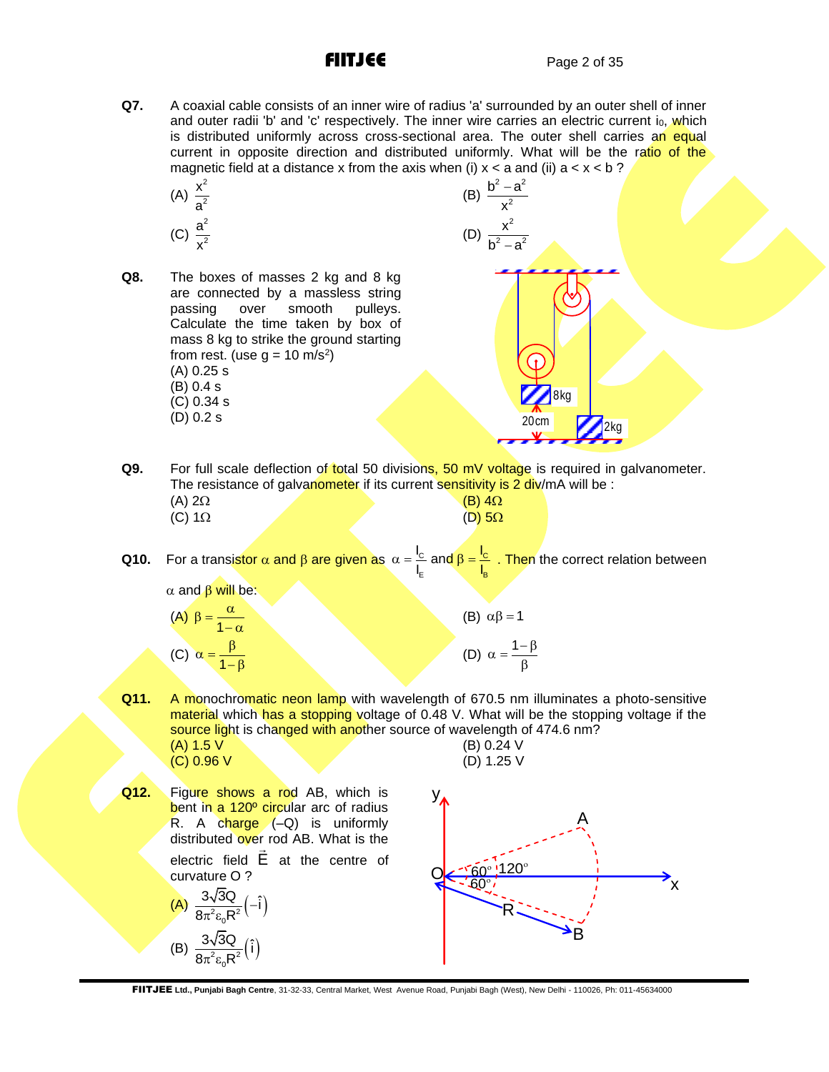**Q7.** A coaxial cable consists of an inner wire of radius 'a' surrounded by an outer shell of inner and outer radii 'b' and 'c' respectively. The inner wire carries an electric current $i_0$, which is distributed uniformly across cross-sectional area. The outer shell carries an equal current in opposite direction and distributed uniformly. What will be the ratio of the magnetic field at a distance x from the axis when (i) x < a and (ii) a < x < b ?

(A) $\frac{x^2}{a^2}$ (B) $\frac{b^2 - a^2}{x^2}$

(C) $\frac{a^2}{x^2}$ (D) $\frac{x^2}{b^2 - a^2}$

**Q8.** The boxes of masses 2 kg and 8 kg are connected by a massless string passing over smooth pulleys. Calculate the time taken by box of mass 8 kg to strike the ground starting from rest. (use g = 10 m/s$^2$)

(A) 0.25 s
(B) 0.4 s
(C) 0.34 s
(D) 0.2 s

8kg, 20cm, 2kg

**Q9.** For full scale deflection of total 50 divisions, 50 mV voltage is required in galvanometer. The resistance of galvanometer if its current sensitivity is 2 div/mA will be :

(A) 2Ω (B) 4Ω

(C) 1Ω (D) 5Ω

**Q10.** For a transistor α and β are given as $\alpha = \frac{I_C}{I_E}$ and $\beta = \frac{I_C}{I_B}$. Then the correct relation between α and β will be:

(A) $\beta = \frac{\alpha}{1-\alpha}$ (B) $\alpha\beta = 1$

(C) $\alpha = \frac{\beta}{1-\beta}$ (D) $\alpha = \frac{1-\beta}{\beta}$

**Q11.** A monochromatic neon lamp with wavelength of 670.5 nm illuminates a photo-sensitive material which has a stopping voltage of 0.48 V. What will be the stopping voltage if the source light is changed with another source of wavelength of 474.6 nm?

(A) 1.5 V (B) 0.24 V

(C) 0.96 V (D) 1.25 V

**Q12.** Figure shows a rod AB, which is bent in a 120º circular arc of radius R. A charge (–Q) is uniformly distributed over rod AB. What is the electric field $\vec{E}$ at the centre of curvature O ?

y, A, O, 60º, 60º, 120º, x, R, B

(A) $\frac{3\sqrt{3}Q}{8\pi^2\varepsilon_0 R^2}(-\hat{i})$

(B) $\frac{3\sqrt{3}Q}{8\pi^2\varepsilon_0 R^2}(\hat{i})$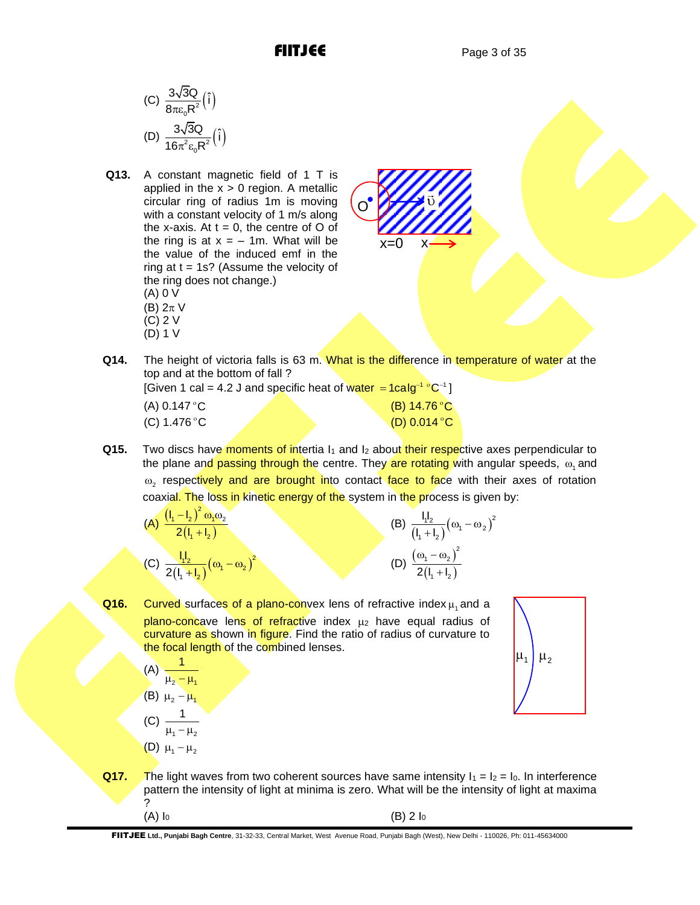(C) $\frac{3\sqrt{3}Q}{8\pi\varepsilon_0 R^2}(\hat{i})$

(D) $\frac{3\sqrt{3}Q}{16\pi^2\varepsilon_0 R^2}(\hat{i})$

**Q13.** A constant magnetic field of 1 T is applied in the x > 0 region. A metallic circular ring of radius 1m is moving with a constant velocity of 1 m/s along the x-axis. At t = 0, the centre of O of the ring is at x = – 1m. What will be the value of the induced emf in the ring at t = 1s? (Assume the velocity of the ring does not change.)

O $\vec{\upsilon}$ x=0 x

(A) 0 V
(B) $2\pi$ V
(C) 2 V
(D) 1 V

**Q14.** The height of victoria falls is 63 m. What is the difference in temperature of water at the top and at the bottom of fall ?
[Given 1 cal = 4.2 J and specific heat of water $= 1\text{cal}\,\text{g}^{-1}\,{}^\circ\text{C}^{-1}$]

(A) 0.147 °C
(B) 14.76 °C
(C) 1.476 °C
(D) 0.014 °C

**Q15.** Two discs have moments of intertia $I_1$ and $I_2$ about their respective axes perpendicular to the plane and passing through the centre. They are rotating with angular speeds, $\omega_1$ and $\omega_2$ respectively and are brought into contact face to face with their axes of rotation coaxial. The loss in kinetic energy of the system in the process is given by:

(A) $\frac{(I_1 - I_2)^2 \omega_1\omega_2}{2(I_1 + I_2)}$
(B) $\frac{I_1 I_2}{(I_1 + I_2)}(\omega_1 - \omega_2)^2$
(C) $\frac{I_1 I_2}{2(I_1 + I_2)}(\omega_1 - \omega_2)^2$
(D) $\frac{(\omega_1 - \omega_2)^2}{2(I_1 + I_2)}$

**Q16.** Curved surfaces of a plano-convex lens of refractive index $\mu_1$ and a plano-concave lens of refractive index $\mu_2$ have equal radius of curvature as shown in figure. Find the ratio of radius of curvature to the focal length of the combined lenses.

$\mu_1$ $\mu_2$

(A) $\frac{1}{\mu_2 - \mu_1}$
(B) $\mu_2 - \mu_1$
(C) $\frac{1}{\mu_1 - \mu_2}$
(D) $\mu_1 - \mu_2$

**Q17.** The light waves from two coherent sources have same intensity $I_1 = I_2 = I_0$. In interference pattern the intensity of light at minima is zero. What will be the intensity of light at maxima ?

(A) $I_0$
(B) $2\,I_0$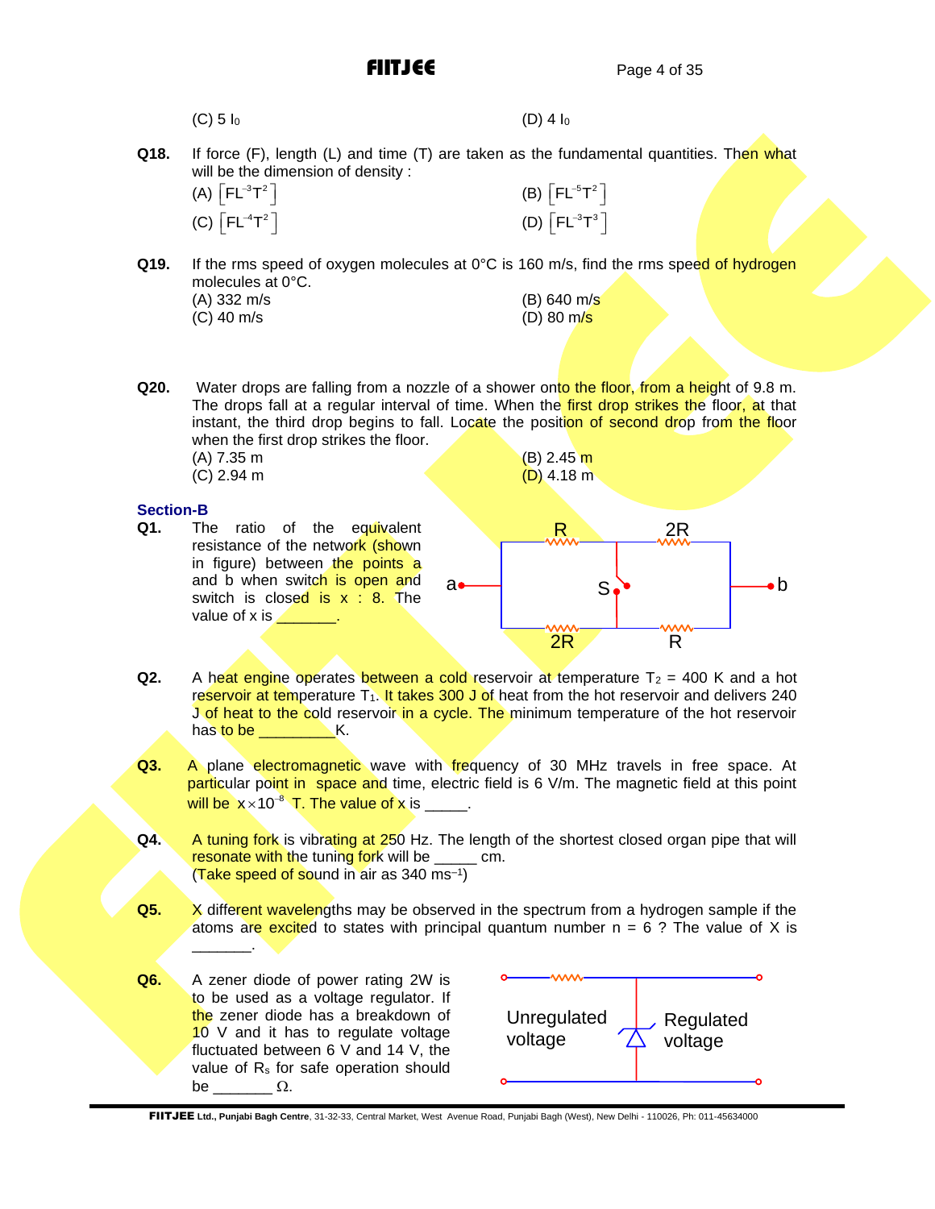(C) 5 $I_0$ (D) 4 $I_0$

**Q18.** If force (F), length (L) and time (T) are taken as the fundamental quantities. Then what will be the dimension of density :

(A) $\left[FL^{-3}T^{2}\right]$ (B) $\left[FL^{-5}T^{2}\right]$

(C) $\left[FL^{-4}T^{2}\right]$ (D) $\left[FL^{-3}T^{3}\right]$

**Q19.** If the rms speed of oxygen molecules at 0°C is 160 m/s, find the rms speed of hydrogen molecules at 0°C.

(A) 332 m/s (B) 640 m/s

(C) 40 m/s (D) 80 m/s

**Q20.** Water drops are falling from a nozzle of a shower onto the floor, from a height of 9.8 m. The drops fall at a regular interval of time. When the first drop strikes the floor, at that instant, the third drop begins to fall. Locate the position of second drop from the floor when the first drop strikes the floor.

(A) 7.35 m (B) 2.45 m

(C) 2.94 m (D) 4.18 m

## Section-B

**Q1.** The ratio of the equivalent resistance of the network (shown in figure) between the points a and b when switch is open and switch is closed is x : 8. The value of x is _______.

**Q2.** A heat engine operates between a cold reservoir at temperature $T_2$ = 400 K and a hot reservoir at temperature $T_1$. It takes 300 J of heat from the hot reservoir and delivers 240 J of heat to the cold reservoir in a cycle. The minimum temperature of the hot reservoir has to be _________K.

**Q3.** A plane electromagnetic wave with frequency of 30 MHz travels in free space. At particular point in space and time, electric field is 6 V/m. The magnetic field at this point will be $x \times 10^{-8}$ T. The value of x is _____.

**Q4.** A tuning fork is vibrating at 250 Hz. The length of the shortest closed organ pipe that will resonate with the tuning fork will be _____ cm.
(Take speed of sound in air as 340 $ms^{-1}$)

**Q5.** X different wavelengths may be observed in the spectrum from a hydrogen sample if the atoms are excited to states with principal quantum number n = 6 ? The value of X is _______.

**Q6.** A zener diode of power rating 2W is to be used as a voltage regulator. If the zener diode has a breakdown of 10 V and it has to regulate voltage fluctuated between 6 V and 14 V, the value of $R_s$ for safe operation should be _______ Ω.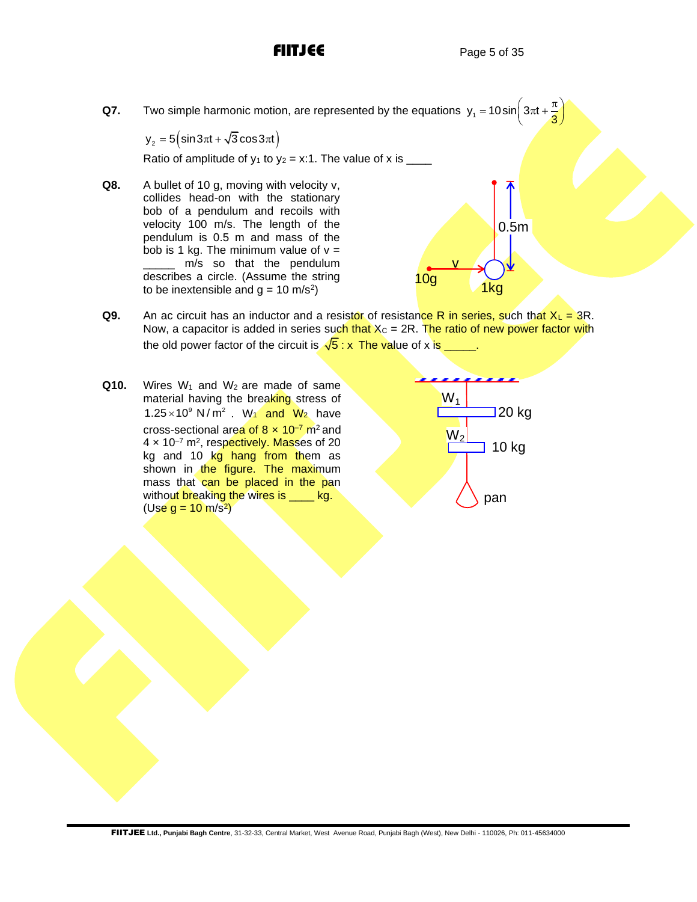**Q7.** Two simple harmonic motion, are represented by the equations $y_1 = 10\sin\left(3\pi t + \frac{\pi}{3}\right)$

$y_2 = 5\left(\sin 3\pi t + \sqrt{3}\cos 3\pi t\right)$

Ratio of amplitude of $y_1$ to $y_2$ = x:1. The value of x is ____

**Q8.** A bullet of 10 g, moving with velocity v, collides head-on with the stationary bob of a pendulum and recoils with velocity 100 m/s. The length of the pendulum is 0.5 m and mass of the bob is 1 kg. The minimum value of v = _____ m/s so that the pendulum describes a circle. (Assume the string to be inextensible and g = 10 m/s$^2$)

**Q9.** An ac circuit has an inductor and a resistor of resistance R in series, such that $X_L = 3R$. Now, a capacitor is added in series such that $X_C = 2R$. The ratio of new power factor with the old power factor of the circuit is $\sqrt{5} : x$ The value of x is _____.

**Q10.** Wires $W_1$ and $W_2$ are made of same material having the breaking stress of $1.25 \times 10^9\ N/m^2$. $W_1$ and $W_2$ have cross-sectional area of $8 \times 10^{-7}\ m^2$ and $4 \times 10^{-7}\ m^2$, respectively. Masses of 20 kg and 10 kg hang from them as shown in the figure. The maximum mass that can be placed in the pan without breaking the wires is ____ kg. (Use g = 10 m/s$^2$)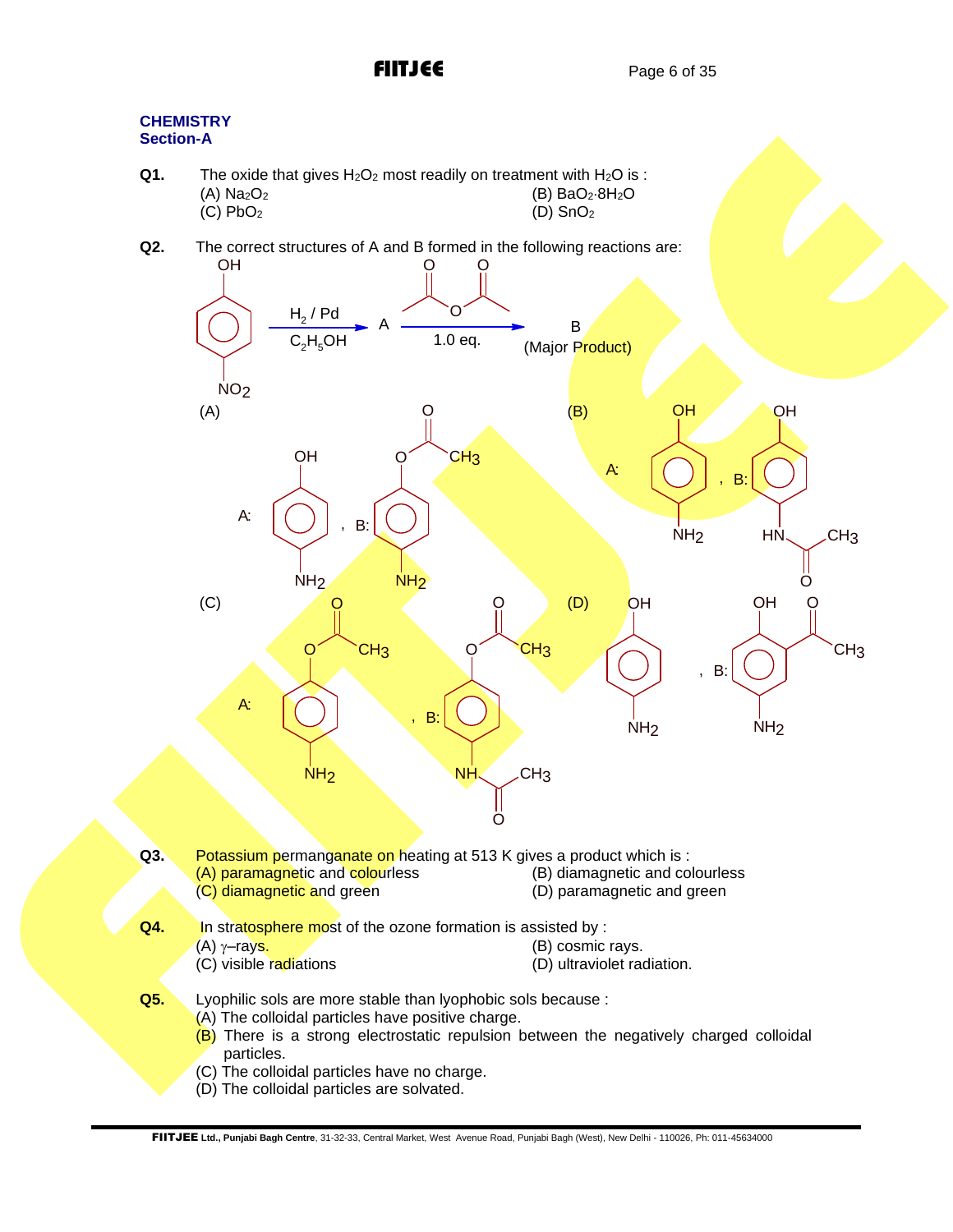## CHEMISTRY
### Section-A

**Q1.** The oxide that gives $H_2O_2$ most readily on treatment with $H_2O$ is :

(A) $Na_2O_2$ (B) $BaO_2 \cdot 8H_2O$
(C) $PbO_2$ (D) $SnO_2$

**Q2.** The correct structures of A and B formed in the following reactions are:

$$\text{p-nitrophenol (OH, NO}_2\text{)} \xrightarrow[C_2H_5OH]{H_2 / Pd} A \xrightarrow[1.0\text{ eq.}]{(CH_3CO)_2O} B \text{ (Major Product)}$$

(A) A: p-aminophenol (OH, $NH_2$), B: p-aminophenyl acetate ($OCOCH_3$, $NH_2$)

(B) A: p-aminophenol (OH, $NH_2$), B: p-hydroxyacetanilide (OH, $NHCOCH_3$)

(C) A: p-aminophenyl acetate ($OCOCH_3$, $NH_2$), B: p-acetamidophenyl acetate ($OCOCH_3$, $NHCOCH_3$)

(D) A: p-aminophenol (OH, $NH_2$), B: 2-hydroxy-5-aminoacetophenone (OH, $COCH_3$ ortho to OH, $NH_2$)

**Q3.** Potassium permanganate on heating at 513 K gives a product which is :

(A) paramagnetic and colourless (B) diamagnetic and colourless
(C) diamagnetic and green (D) paramagnetic and green

**Q4.** In stratosphere most of the ozone formation is assisted by :

(A) $\gamma$–rays. (B) cosmic rays.
(C) visible radiations (D) ultraviolet radiation.

**Q5.** Lyophilic sols are more stable than lyophobic sols because :

(A) The colloidal particles have positive charge.
(B) There is a strong electrostatic repulsion between the negatively charged colloidal particles.
(C) The colloidal particles have no charge.
(D) The colloidal particles are solvated.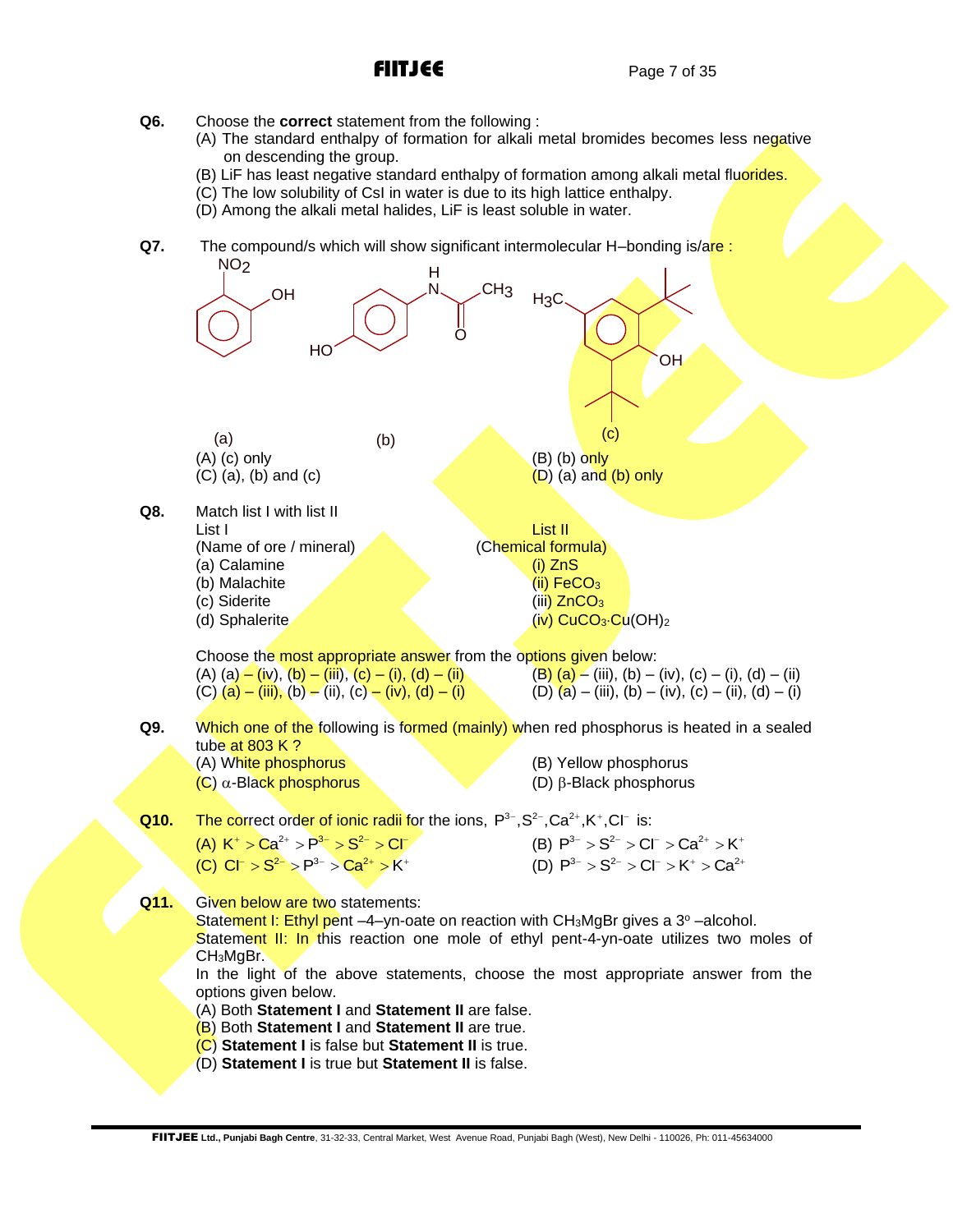**Q6.** Choose the **correct** statement from the following :

(A) The standard enthalpy of formation for alkali metal bromides becomes less negative on descending the group.
(B) LiF has least negative standard enthalpy of formation among alkali metal fluorides.
(C) The low solubility of CsI in water is due to its high lattice enthalpy.
(D) Among the alkali metal halides, LiF is least soluble in water.

**Q7.** The compound/s which will show significant intermolecular H–bonding is/are :

(a) (b) (c)

(A) (c) only
(B) (b) only
(C) (a), (b) and (c)
(D) (a) and (b) only

**Q8.** Match list I with list II

| List I (Name of ore / mineral) | List II (Chemical formula) |
|---|---|
| (a) Calamine | (i) $ZnS$ |
| (b) Malachite | (ii) $FeCO_3$ |
| (c) Siderite | (iii) $ZnCO_3$ |
| (d) Sphalerite | (iv) $CuCO_3 \cdot Cu(OH)_2$ |

Choose the most appropriate answer from the options given below:

(A) (a) – (iv), (b) – (iii), (c) – (i), (d) – (ii)
(B) (a) – (iii), (b) – (iv), (c) – (i), (d) – (ii)
(C) (a) – (iii), (b) – (ii), (c) – (iv), (d) – (i)
(D) (a) – (iii), (b) – (iv), (c) – (ii), (d) – (i)

**Q9.** Which one of the following is formed (mainly) when red phosphorus is heated in a sealed tube at 803 K ?

(A) White phosphorus
(B) Yellow phosphorus
(C) $\alpha$-Black phosphorus
(D) $\beta$-Black phosphorus

**Q10.** The correct order of ionic radii for the ions, $P^{3-}, S^{2-}, Ca^{2+}, K^{+}, Cl^{-}$ is:

(A) $K^{+} > Ca^{2+} > P^{3-} > S^{2-} > Cl^{-}$
(B) $P^{3-} > S^{2-} > Cl^{-} > Ca^{2+} > K^{+}$
(C) $Cl^{-} > S^{2-} > P^{3-} > Ca^{2+} > K^{+}$
(D) $P^{3-} > S^{2-} > Cl^{-} > K^{+} > Ca^{2+}$

**Q11.** Given below are two statements:

Statement I: Ethyl pent –4–yn-oate on reaction with $CH_3MgBr$ gives a 3° –alcohol.

Statement II: In this reaction one mole of ethyl pent-4-yn-oate utilizes two moles of $CH_3MgBr$.

In the light of the above statements, choose the most appropriate answer from the options given below.

(A) Both **Statement I** and **Statement II** are false.
(B) Both **Statement I** and **Statement II** are true.
(C) **Statement I** is false but **Statement II** is true.
(D) **Statement I** is true but **Statement II** is false.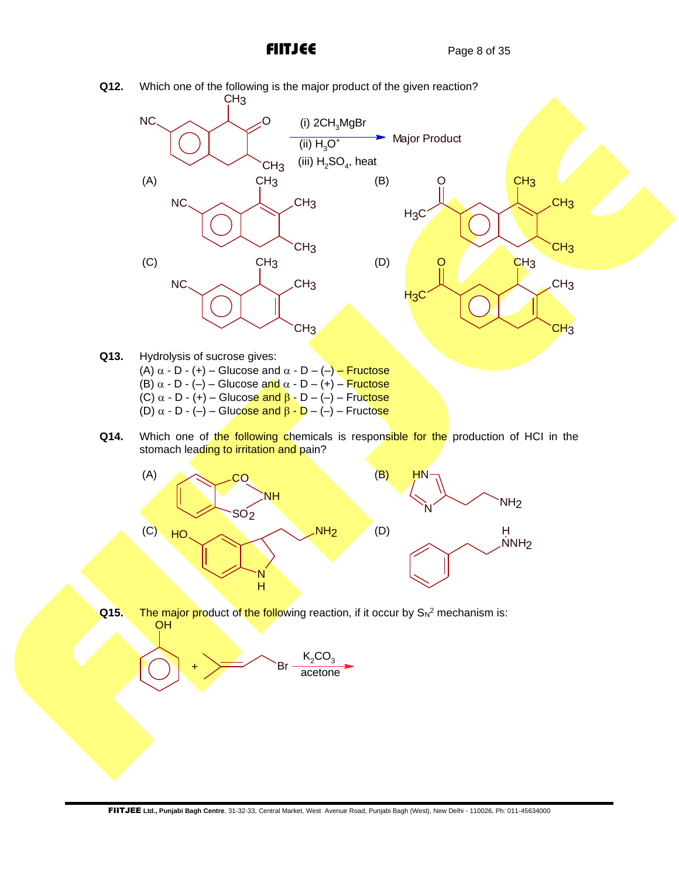**Q12.** Which one of the following is the major product of the given reaction?

(i) $2CH_3MgBr$
(ii) $H_3O^+$
(iii) $H_2SO_4$, heat

→ Major Product

(A) (B)

(C) (D)

**Q13.** Hydrolysis of sucrose gives:

(A) $\alpha$ - D - (+) – Glucose and $\alpha$ - D – (–) – Fructose
(B) $\alpha$ - D - (–) – Glucose and $\alpha$ - D – (+) – Fructose
(C) $\alpha$ - D - (+) – Glucose and $\beta$ - D – (–) – Fructose
(D) $\alpha$ - D - (–) – Glucose and $\beta$ - D – (–) – Fructose

**Q14.** Which one of the following chemicals is responsible for the production of HCl in the stomach leading to irritation and pain?

(A) (B)

(C) (D)

**Q15.** The major product of the following reaction, if it occur by $S_N2$ mechanism is:

$\xrightarrow[\text{acetone}]{K_2CO_3}$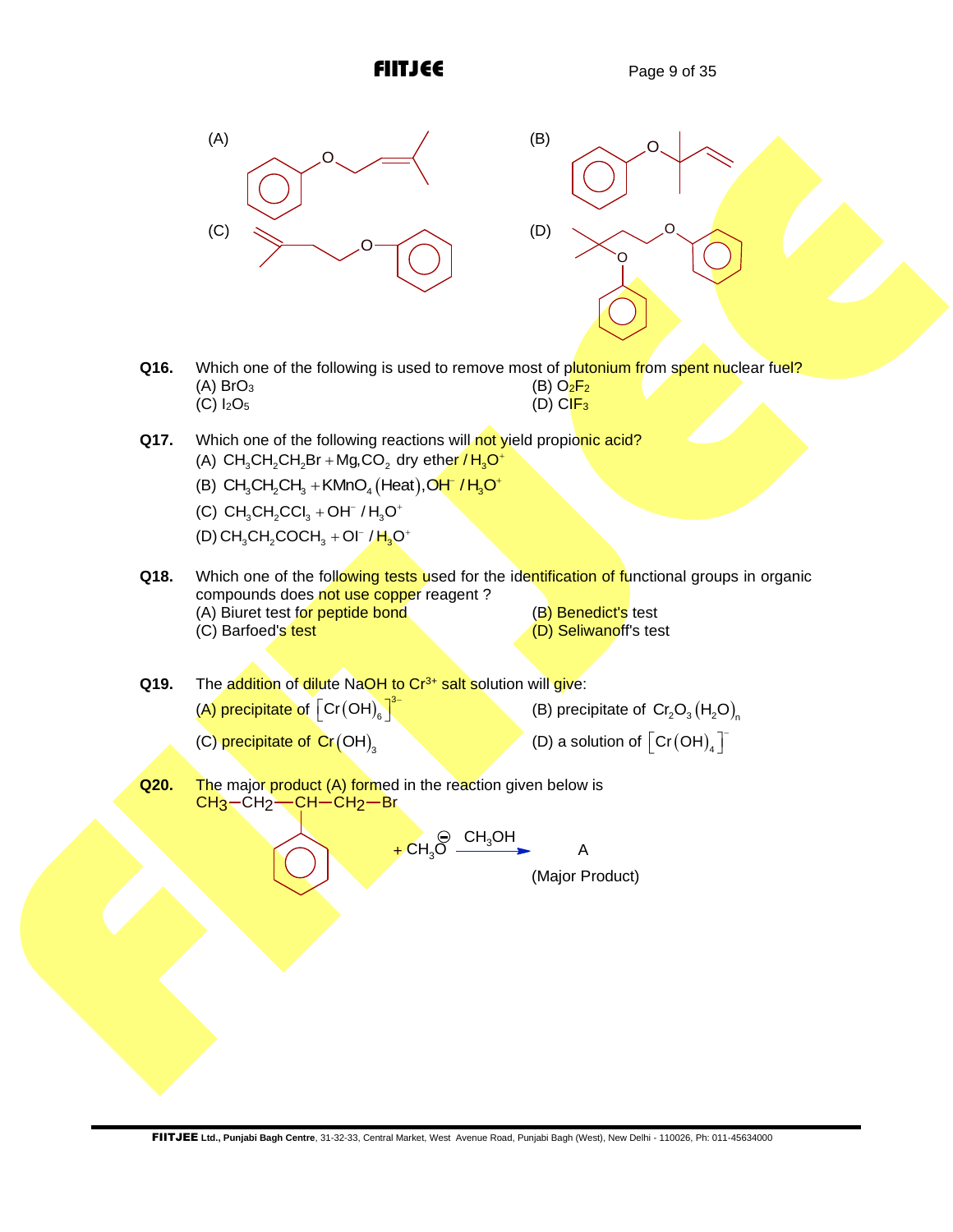(A) (B)

(C) (D)

**Q16.** Which one of the following is used to remove most of plutonium from spent nuclear fuel?
(A) $BrO_3$
(B) $O_2F_2$
(C) $I_2O_5$
(D) $ClF_3$

**Q17.** Which one of the following reactions will not yield propionic acid?
(A) $CH_3CH_2CH_2Br + Mg, CO_2$ dry ether $/ H_3O^+$
(B) $CH_3CH_2CH_3 + KMnO_4(Heat), OH^- / H_3O^+$
(C) $CH_3CH_2CCl_3 + OH^- / H_3O^+$
(D) $CH_3CH_2COCH_3 + OI^- / H_3O^+$

**Q18.** Which one of the following tests used for the identification of functional groups in organic compounds does not use copper reagent ?
(A) Biuret test for peptide bond
(B) Benedict's test
(C) Barfoed's test
(D) Seliwanoff's test

**Q19.** The addition of dilute NaOH to $Cr^{3+}$ salt solution will give:
(A) precipitate of $\left[Cr(OH)_6\right]^{3-}$
(B) precipitate of $Cr_2O_3(H_2O)_n$
(C) precipitate of $Cr(OH)_3$
(D) a solution of $\left[Cr(OH)_4\right]^-$

**Q20.** The major product (A) formed in the reaction given below is

$CH_3-CH_2-CH(C_6H_5)-CH_2-Br + CH_3O^{\ominus} \xrightarrow{CH_3OH} A$ (Major Product)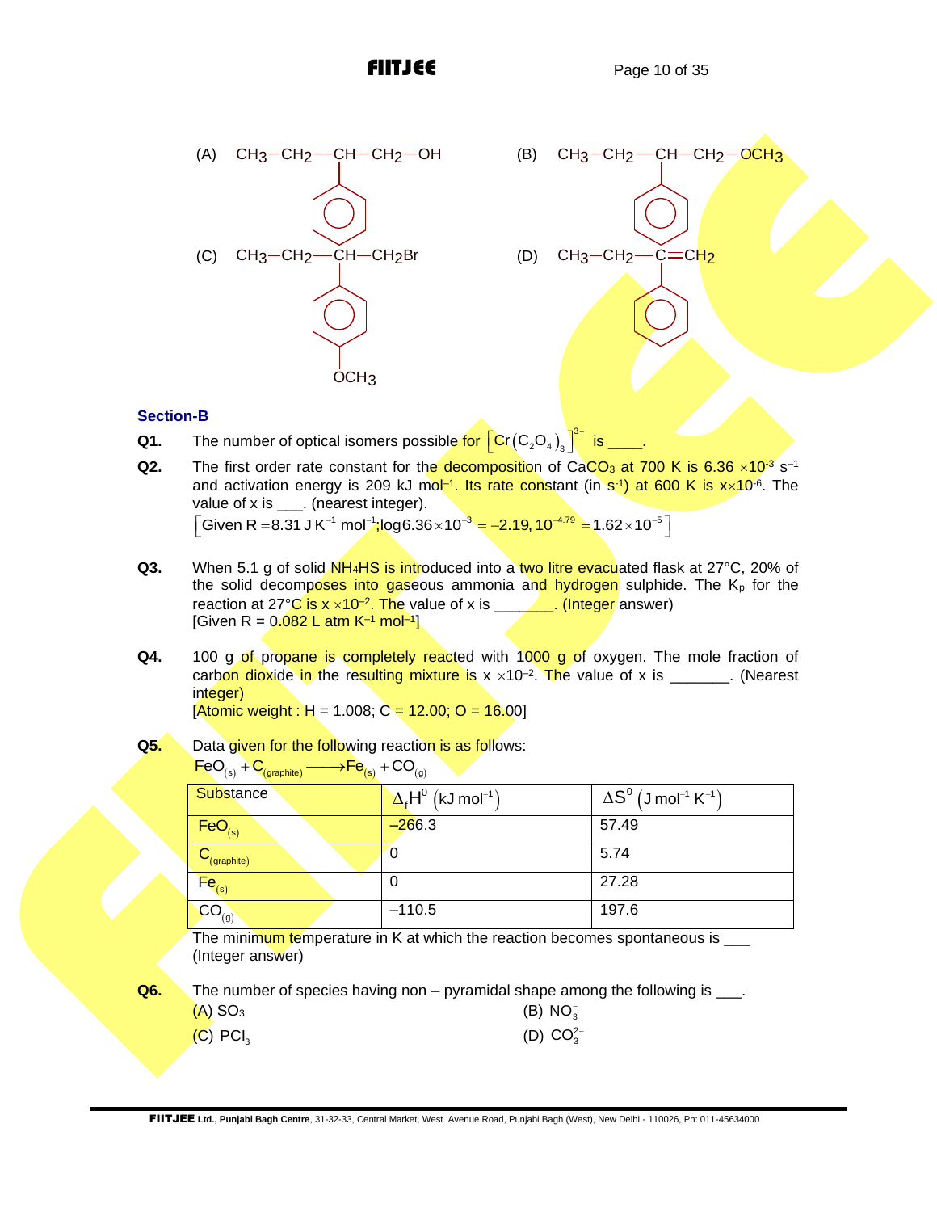(A) $CH_3-CH_2-CH(C_6H_5)-CH_2-OH$

(B) $CH_3-CH_2-CH(C_6H_5)-CH_2-OCH_3$

(C) $CH_3-CH_2-CH(C_6H_4OCH_3)-CH_2Br$

(D) $CH_3-CH_2-C(C_6H_5)=CH_2$

## Section-B

**Q1.** The number of optical isomers possible for $\left[Cr(C_2O_4)_3\right]^{3-}$ is ____.

**Q2.** The first order rate constant for the decomposition of $CaCO_3$ at 700 K is $6.36 \times 10^{-3}$ $s^{-1}$ and activation energy is 209 kJ $mol^{-1}$. Its rate constant (in $s^{-1}$) at 600 K is $x \times 10^{-6}$. The value of x is ___. (nearest integer).
$\left[\text{Given } R = 8.31\ J\ K^{-1}\ mol^{-1}; \log 6.36 \times 10^{-3} = -2.19, 10^{-4.79} = 1.62 \times 10^{-5}\right]$

**Q3.** When 5.1 g of solid $NH_4HS$ is introduced into a two litre evacuated flask at 27°C, 20% of the solid decomposes into gaseous ammonia and hydrogen sulphide. The $K_p$ for the reaction at 27°C is $x \times 10^{-2}$. The value of x is _______. (Integer answer)
[Given R = 0.082 L atm $K^{-1}$ $mol^{-1}$]

**Q4.** 100 g of propane is completely reacted with 1000 g of oxygen. The mole fraction of carbon dioxide in the resulting mixture is $x \times 10^{-2}$. The value of x is _______. (Nearest integer)
[Atomic weight : H = 1.008; C = 12.00; O = 16.00]

**Q5.** Data given for the following reaction is as follows:
$FeO_{(s)} + C_{(graphite)} \longrightarrow Fe_{(s)} + CO_{(g)}$

| Substance | $\Delta_f H^0$ (kJ $mol^{-1}$) | $\Delta S^0$ (J $mol^{-1}$ $K^{-1}$) |
|---|---|---|
| $FeO_{(s)}$ | –266.3 | 57.49 |
| $C_{(graphite)}$ | 0 | 5.74 |
| $Fe_{(s)}$ | 0 | 27.28 |
| $CO_{(g)}$ | –110.5 | 197.6 |

The minimum temperature in K at which the reaction becomes spontaneous is ___ (Integer answer)

**Q6.** The number of species having non – pyramidal shape among the following is ___.

(A) $SO_3$

(B) $NO_3^-$

(C) $PCl_3$

(D) $CO_3^{2-}$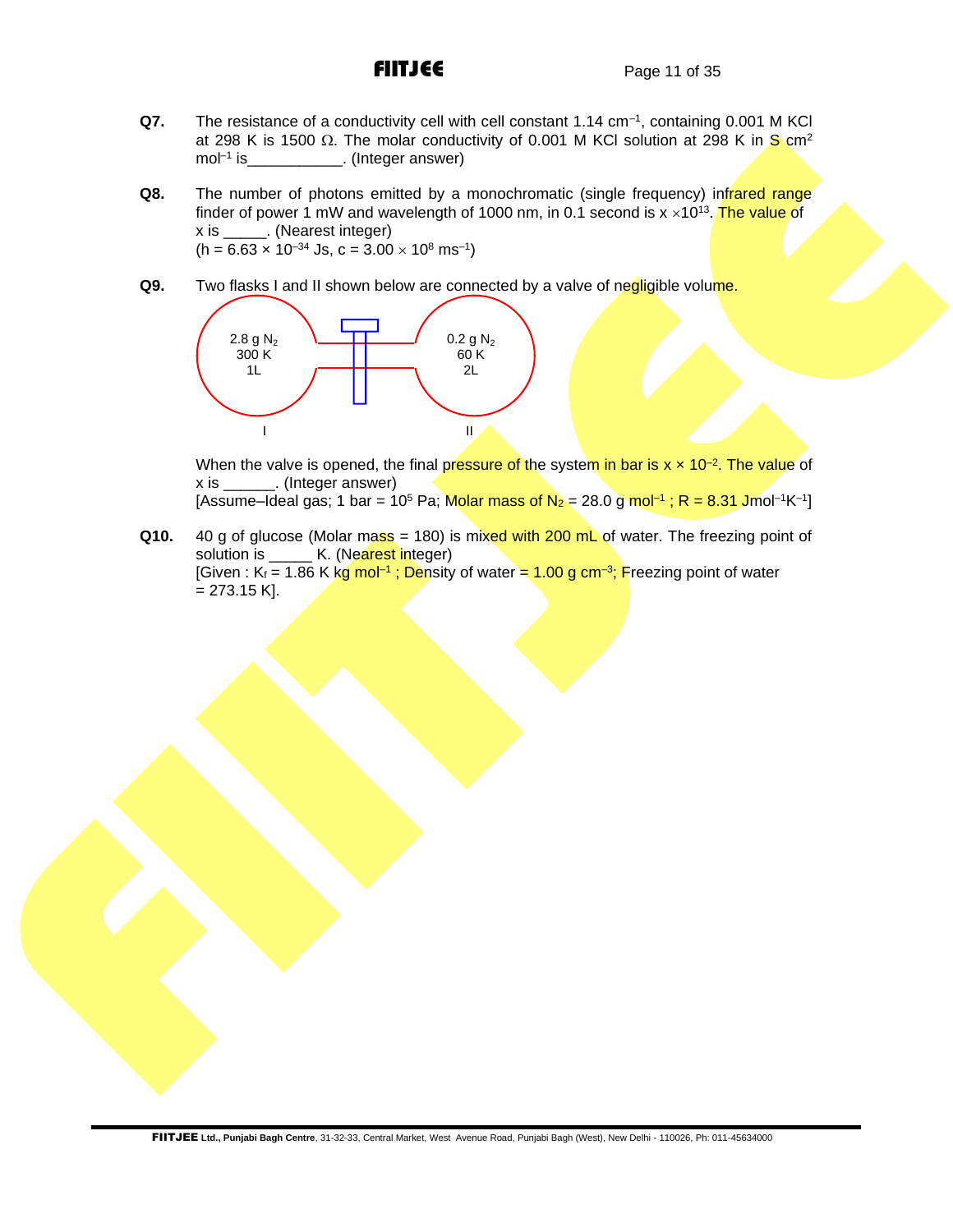**Q7.** The resistance of a conductivity cell with cell constant $1.14\ cm^{-1}$, containing 0.001 M KCl at 298 K is 1500 Ω. The molar conductivity of 0.001 M KCl solution at 298 K in $S\ cm^2\ mol^{-1}$ is___________. (Integer answer)

**Q8.** The number of photons emitted by a monochromatic (single frequency) infrared range finder of power 1 mW and wavelength of 1000 nm, in 0.1 second is $x \times 10^{13}$. The value of x is _____. (Nearest integer)
($h = 6.63 \times 10^{-34}$ Js, $c = 3.00 \times 10^{8}\ ms^{-1}$)

**Q9.** Two flasks I and II shown below are connected by a valve of negligible volume.

| I | II |
|---|---|
| 2.8 g $N_2$, 300 K, 1L | 0.2 g $N_2$, 60 K, 2L |

When the valve is opened, the final pressure of the system in bar is $x \times 10^{-2}$. The value of x is ______. (Integer answer)
[Assume–Ideal gas; 1 bar = $10^5$ Pa; Molar mass of $N_2$ = 28.0 g $mol^{-1}$ ; R = 8.31 $Jmol^{-1}K^{-1}$]

**Q10.** 40 g of glucose (Molar mass = 180) is mixed with 200 mL of water. The freezing point of solution is _____ K. (Nearest integer)
[Given : $K_f$ = 1.86 K kg $mol^{-1}$ ; Density of water = 1.00 g $cm^{-3}$; Freezing point of water = 273.15 K].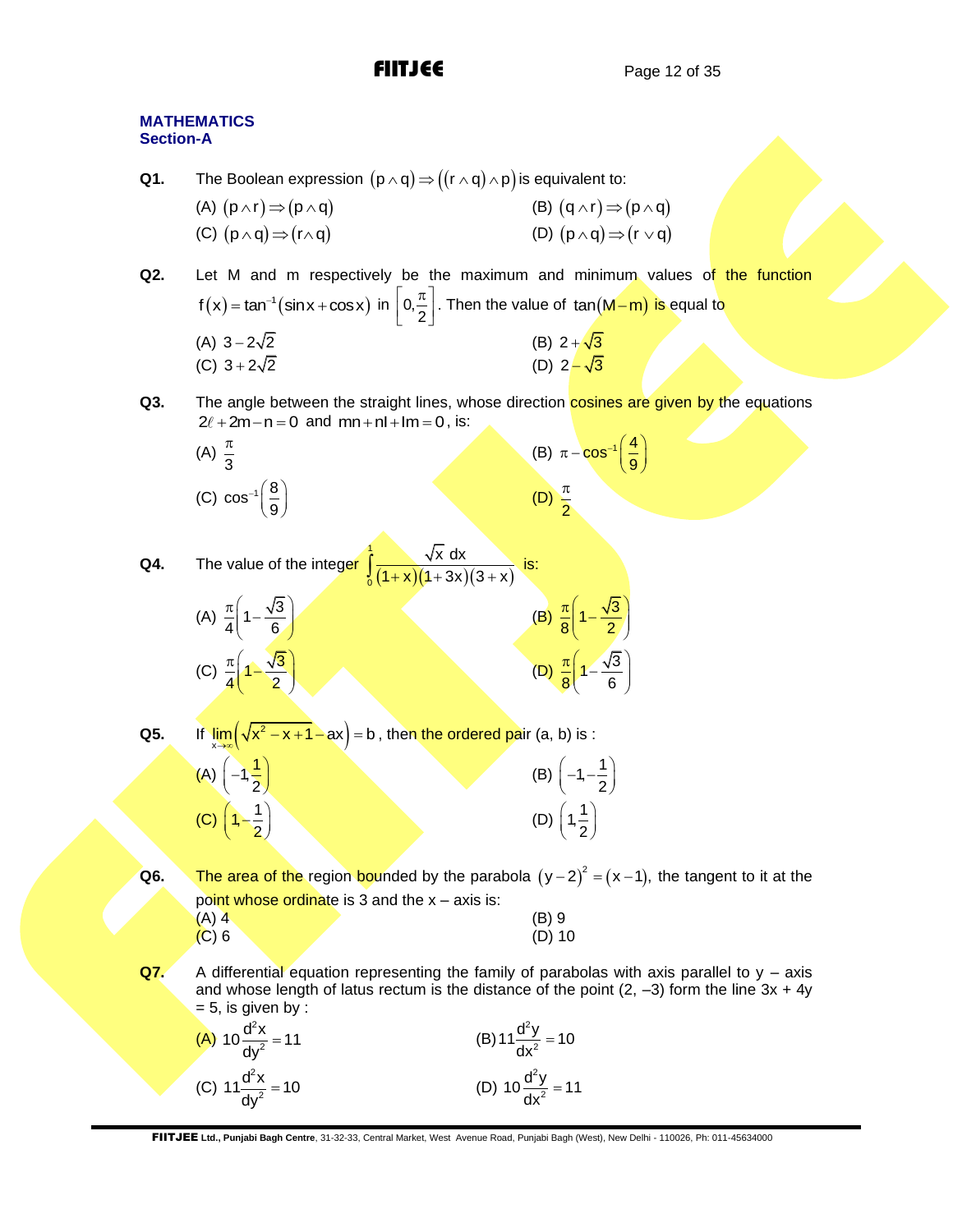## MATHEMATICS
### Section-A

**Q1.** The Boolean expression $(p \wedge q) \Rightarrow ((r \wedge q) \wedge p)$ is equivalent to:

(A) $(p \wedge r) \Rightarrow (p \wedge q)$  (B) $(q \wedge r) \Rightarrow (p \wedge q)$
(C) $(p \wedge q) \Rightarrow (r \wedge q)$  (D) $(p \wedge q) \Rightarrow (r \vee q)$

**Q2.** Let M and m respectively be the maximum and minimum values of the function $f(x) = \tan^{-1}(\sin x + \cos x)$ in $\left[0, \frac{\pi}{2}\right]$. Then the value of $\tan(M - m)$ is equal to

(A) $3 - 2\sqrt{2}$  (B) $2 + \sqrt{3}$
(C) $3 + 2\sqrt{2}$  (D) $2 - \sqrt{3}$

**Q3.** The angle between the straight lines, whose direction cosines are given by the equations $2\ell + 2m - n = 0$ and $mn + nl + lm = 0$, is:

(A) $\frac{\pi}{3}$  (B) $\pi - \cos^{-1}\left(\frac{4}{9}\right)$
(C) $\cos^{-1}\left(\frac{8}{9}\right)$  (D) $\frac{\pi}{2}$

**Q4.** The value of the integer $\int_0^1 \frac{\sqrt{x}\, dx}{(1+x)(1+3x)(3+x)}$ is:

(A) $\frac{\pi}{4}\left(1 - \frac{\sqrt{3}}{6}\right)$  (B) $\frac{\pi}{8}\left(1 - \frac{\sqrt{3}}{2}\right)$
(C) $\frac{\pi}{4}\left(1 - \frac{\sqrt{3}}{2}\right)$  (D) $\frac{\pi}{8}\left(1 - \frac{\sqrt{3}}{6}\right)$

**Q5.** If $\lim_{x \to \infty}\left(\sqrt{x^2 - x + 1} - ax\right) = b$, then the ordered pair (a, b) is :

(A) $\left(-1, \frac{1}{2}\right)$  (B) $\left(-1, -\frac{1}{2}\right)$
(C) $\left(1, -\frac{1}{2}\right)$  (D) $\left(1, \frac{1}{2}\right)$

**Q6.** The area of the region bounded by the parabola $(y-2)^2 = (x-1)$, the tangent to it at the point whose ordinate is 3 and the x – axis is:

(A) 4  (B) 9
(C) 6  (D) 10

**Q7.** A differential equation representing the family of parabolas with axis parallel to y – axis and whose length of latus rectum is the distance of the point (2, –3) form the line 3x + 4y = 5, is given by :

(A) $10\frac{d^2x}{dy^2} = 11$  (B) $11\frac{d^2y}{dx^2} = 10$
(C) $11\frac{d^2x}{dy^2} = 10$  (D) $10\frac{d^2y}{dx^2} = 11$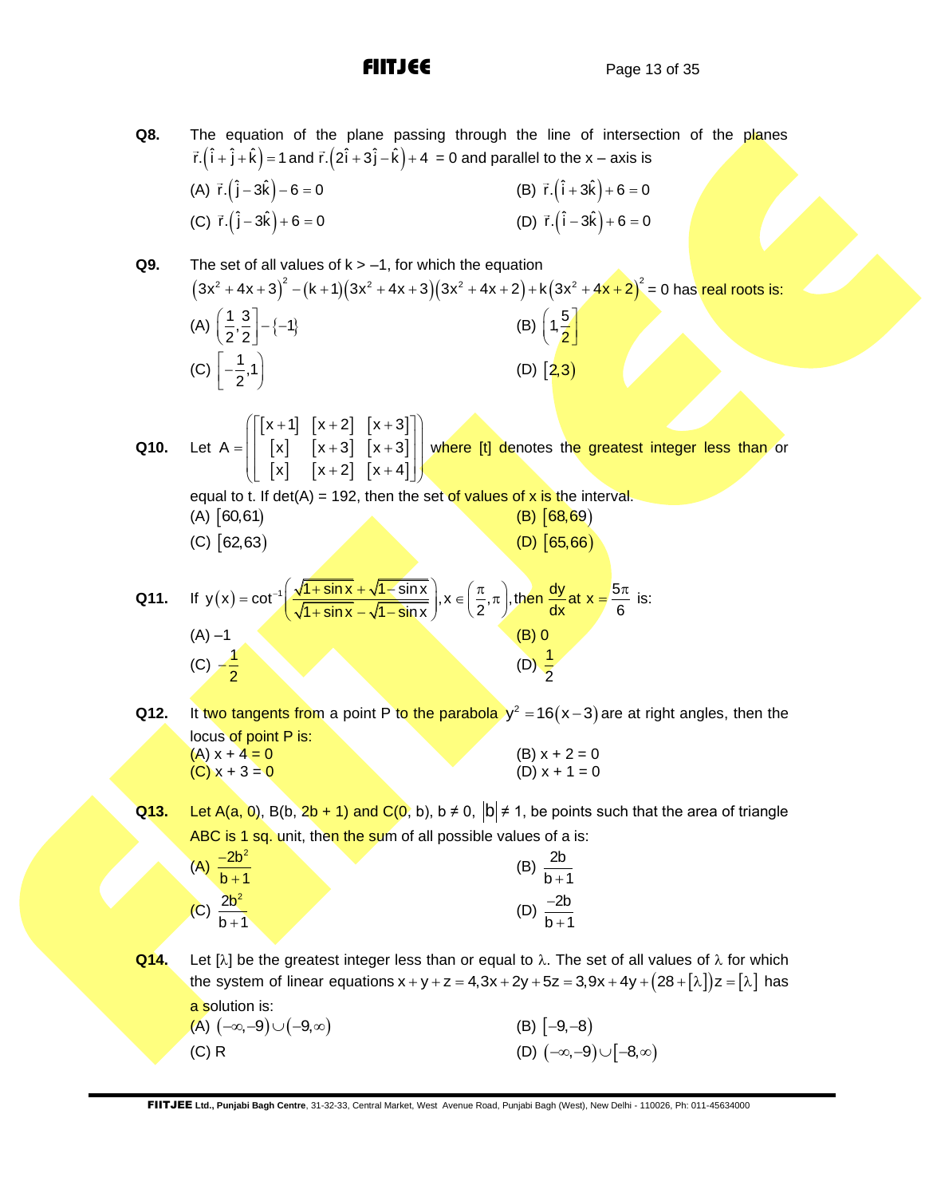**Q8.** The equation of the plane passing through the line of intersection of the planes $\vec{r}.(\hat{i}+\hat{j}+\hat{k})=1$ and $\vec{r}.(2\hat{i}+3\hat{j}-\hat{k})+4=0$ and parallel to the x – axis is

(A) $\vec{r}.(\hat{j}-3\hat{k})-6=0$ (B) $\vec{r}.(\hat{i}+3\hat{k})+6=0$

(C) $\vec{r}.(\hat{j}-3\hat{k})+6=0$ (D) $\vec{r}.(\hat{i}-3\hat{k})+6=0$

**Q9.** The set of all values of k > –1, for which the equation $(3x^2+4x+3)^2-(k+1)(3x^2+4x+3)(3x^2+4x+2)+k(3x^2+4x+2)^2=0$ has real roots is:

(A) $\left(\frac{1}{2},\frac{3}{2}\right]-\{-1\}$ (B) $\left(1,\frac{5}{2}\right]$

(C) $\left[-\frac{1}{2},1\right)$ (D) $[2,3)$

**Q10.** Let $A=\left(\begin{bmatrix}[x+1] & [x+2] & [x+3]\\ [x] & [x+3] & [x+3]\\ [x] & [x+2] & [x+4]\end{bmatrix}\right)$ where [t] denotes the greatest integer less than or equal to t. If det(A) = 192, then the set of values of x is the interval.

(A) $[60,61)$ (B) $[68,69)$

(C) $[62,63)$ (D) $[65,66)$

**Q11.** If $y(x)=\cot^{-1}\left(\frac{\sqrt{1+\sin x}+\sqrt{1-\sin x}}{\sqrt{1+\sin x}-\sqrt{1-\sin x}}\right), x\in\left(\frac{\pi}{2},\pi\right)$, then $\frac{dy}{dx}$ at $x=\frac{5\pi}{6}$ is:

(A) –1 (B) 0

(C) $-\frac{1}{2}$ (D) $\frac{1}{2}$

**Q12.** It two tangents from a point P to the parabola $y^2=16(x-3)$ are at right angles, then the locus of point P is:

(A) x + 4 = 0 (B) x + 2 = 0

(C) x + 3 = 0 (D) x + 1 = 0

**Q13.** Let A(a, 0), B(b, 2b + 1) and C(0, b), b ≠ 0, $|b|\neq 1$, be points such that the area of triangle ABC is 1 sq. unit, then the sum of all possible values of a is:

(A) $\frac{-2b^2}{b+1}$ (B) $\frac{2b}{b+1}$

(C) $\frac{2b^2}{b+1}$ (D) $\frac{-2b}{b+1}$

**Q14.** Let [λ] be the greatest integer less than or equal to λ. The set of all values of λ for which the system of linear equations $x+y+z=4, 3x+2y+5z=3, 9x+4y+(28+[\lambda])z=[\lambda]$ has a solution is:

(A) $(-\infty,-9)\cup(-9,\infty)$ (B) $[-9,-8)$

(C) R (D) $(-\infty,-9)\cup[-8,\infty)$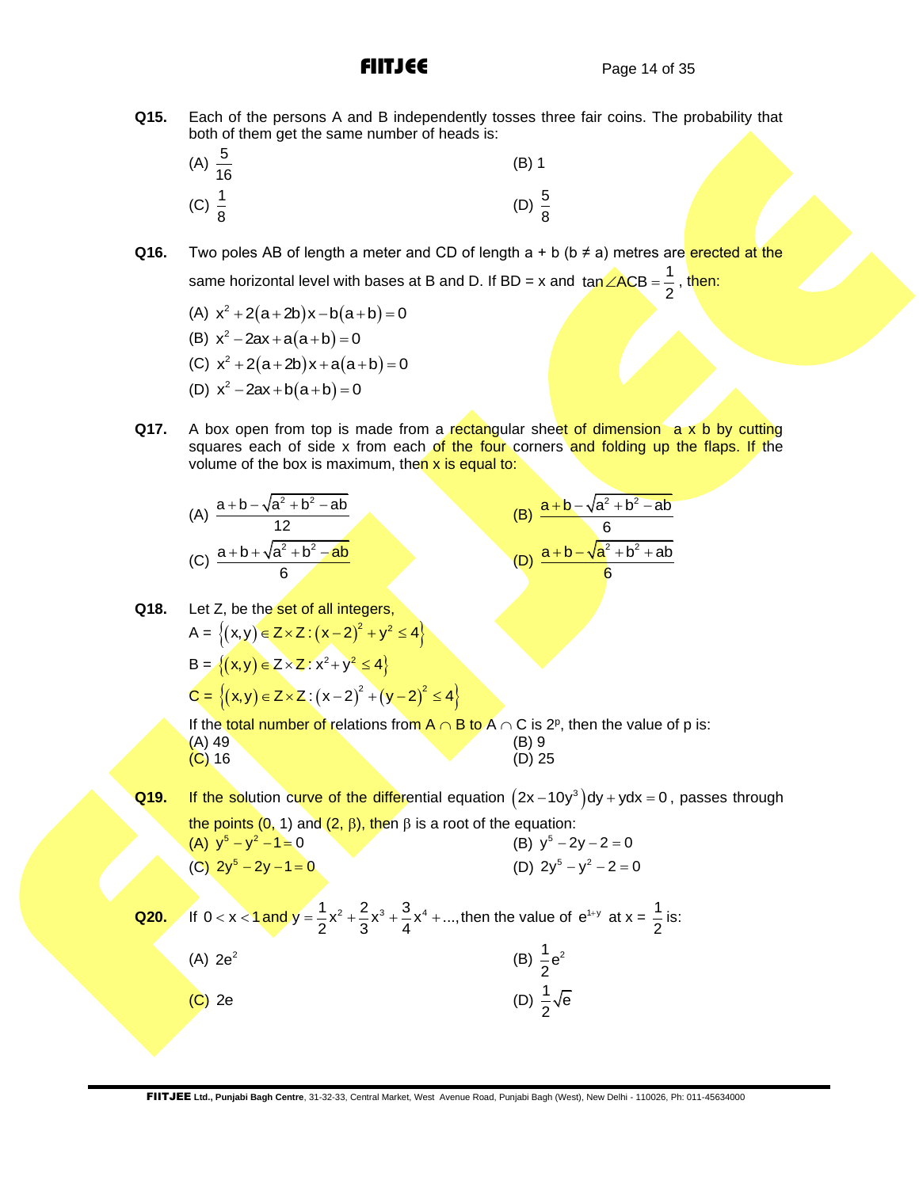**Q15.** Each of the persons A and B independently tosses three fair coins. The probability that both of them get the same number of heads is:

(A) $\frac{5}{16}$  (B) 1

(C) $\frac{1}{8}$  (D) $\frac{5}{8}$

**Q16.** Two poles AB of length a meter and CD of length a + b (b ≠ a) metres are erected at the same horizontal level with bases at B and D. If BD = x and $\tan\angle ACB = \frac{1}{2}$, then:

(A) $x^2 + 2(a+2b)x - b(a+b) = 0$

(B) $x^2 - 2ax + a(a+b) = 0$

(C) $x^2 + 2(a+2b)x + a(a+b) = 0$

(D) $x^2 - 2ax + b(a+b) = 0$

**Q17.** A box open from top is made from a rectangular sheet of dimension a x b by cutting squares each of side x from each of the four corners and folding up the flaps. If the volume of the box is maximum, then x is equal to:

(A) $\frac{a+b-\sqrt{a^2+b^2-ab}}{12}$  (B) $\frac{a+b-\sqrt{a^2+b^2-ab}}{6}$

(C) $\frac{a+b+\sqrt{a^2+b^2-ab}}{6}$  (D) $\frac{a+b-\sqrt{a^2+b^2+ab}}{6}$

**Q18.** Let Z, be the set of all integers,

A = $\{(x,y) \in Z \times Z : (x-2)^2 + y^2 \le 4\}$

B = $\{(x,y) \in Z \times Z : x^2 + y^2 \le 4\}$

C = $\{(x,y) \in Z \times Z : (x-2)^2 + (y-2)^2 \le 4\}$

If the total number of relations from A ∩ B to A ∩ C is $2^p$, then the value of p is:

(A) 49  (B) 9

(C) 16  (D) 25

**Q19.** If the solution curve of the differential equation $(2x - 10y^3)dy + ydx = 0$, passes through the points (0, 1) and (2, β), then β is a root of the equation:

(A) $y^5 - y^2 - 1 = 0$  (B) $y^5 - 2y - 2 = 0$

(C) $2y^5 - 2y - 1 = 0$  (D) $2y^5 - y^2 - 2 = 0$

**Q20.** If $0 < x < 1$ and $y = \frac{1}{2}x^2 + \frac{2}{3}x^3 + \frac{3}{4}x^4 + \ldots$, then the value of $e^{1+y}$ at x = $\frac{1}{2}$ is:

(A) $2e^2$  (B) $\frac{1}{2}e^2$

(C) 2e  (D) $\frac{1}{2}\sqrt{e}$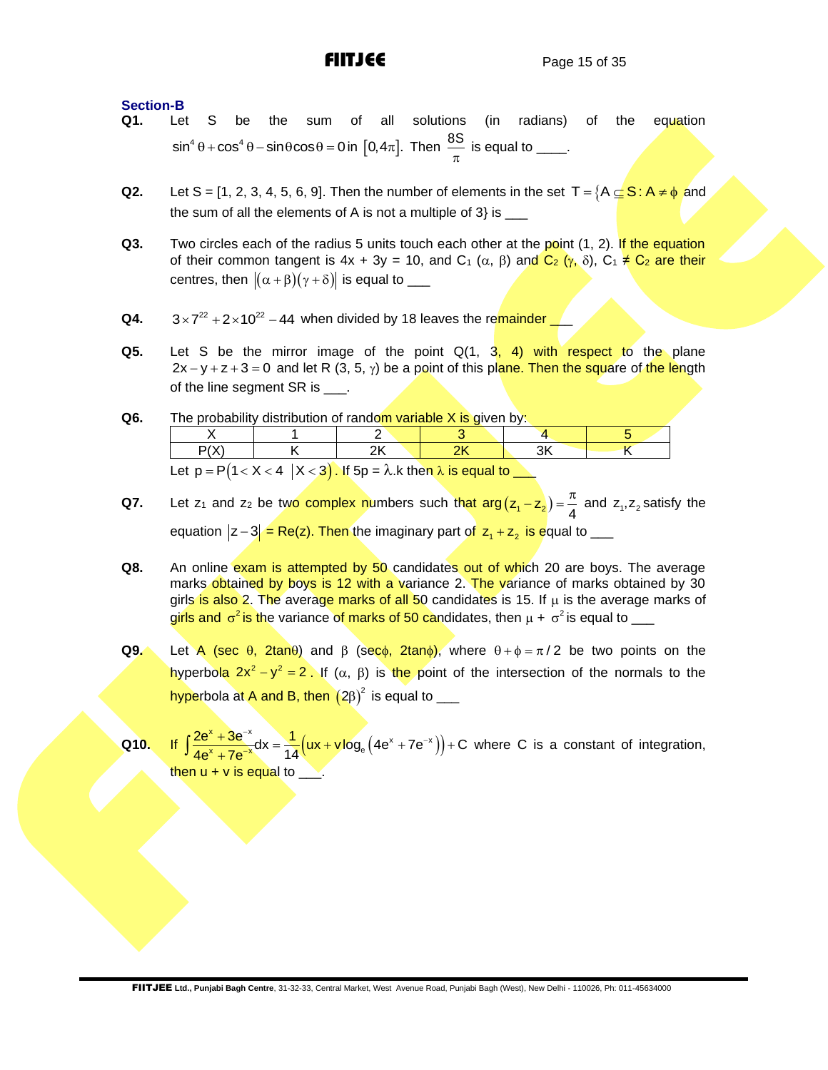## Section-B

**Q1.** Let S be the sum of all solutions (in radians) of the equation $\sin^4\theta + \cos^4\theta - \sin\theta\cos\theta = 0$ in $[0, 4\pi]$. Then $\frac{8S}{\pi}$ is equal to ____.

**Q2.** Let S = [1, 2, 3, 4, 5, 6, 9]. Then the number of elements in the set $T = \{A \subseteq S : A \neq \phi$ and the sum of all the elements of A is not a multiple of 3$\}$ is ___

**Q3.** Two circles each of the radius 5 units touch each other at the point (1, 2). If the equation of their common tangent is 4x + 3y = 10, and $C_1$ $(\alpha, \beta)$ and $C_2$ $(\gamma, \delta)$, $C_1 \neq C_2$ are their centres, then $|(\alpha+\beta)(\gamma+\delta)|$ is equal to ___

**Q4.** $3 \times 7^{22} + 2 \times 10^{22} - 44$ when divided by 18 leaves the remainder ___

**Q5.** Let S be the mirror image of the point Q(1, 3, 4) with respect to the plane $2x - y + z + 3 = 0$ and let R (3, 5, $\gamma$) be a point of this plane. Then the square of the length of the line segment SR is ___.

**Q6.** The probability distribution of random variable X is given by:

| X | 1 | 2 | 3 | 4 | 5 |
|---|---|---|---|---|---|
| P(X) | K | 2K | 2K | 3K | K |

Let $p = P(1 < X < 4 \mid X < 3)$. If $5p = \lambda.k$ then $\lambda$ is equal to ___

**Q7.** Let $z_1$ and $z_2$ be two complex numbers such that $\arg(z_1 - z_2) = \frac{\pi}{4}$ and $z_1, z_2$ satisfy the equation $|z - 3| = \text{Re}(z)$. Then the imaginary part of $z_1 + z_2$ is equal to ___

**Q8.** An online exam is attempted by 50 candidates out of which 20 are boys. The average marks obtained by boys is 12 with a variance 2. The variance of marks obtained by 30 girls is also 2. The average marks of all 50 candidates is 15. If $\mu$ is the average marks of girls and $\sigma^2$ is the variance of marks of 50 candidates, then $\mu + \sigma^2$ is equal to ___

**Q9.** Let A (sec $\theta$, 2tan$\theta$) and $\beta$ (sec$\phi$, 2tan$\phi$), where $\theta + \phi = \pi/2$ be two points on the hyperbola $2x^2 - y^2 = 2$. If $(\alpha, \beta)$ is the point of the intersection of the normals to the hyperbola at A and B, then $(2\beta)^2$ is equal to ___

**Q10.** If $\int \frac{2e^x + 3e^{-x}}{4e^x + 7e^{-x}} dx = \frac{1}{14}\left(ux + v\log_e\left(4e^x + 7e^{-x}\right)\right) + C$ where C is a constant of integration, then u + v is equal to ___.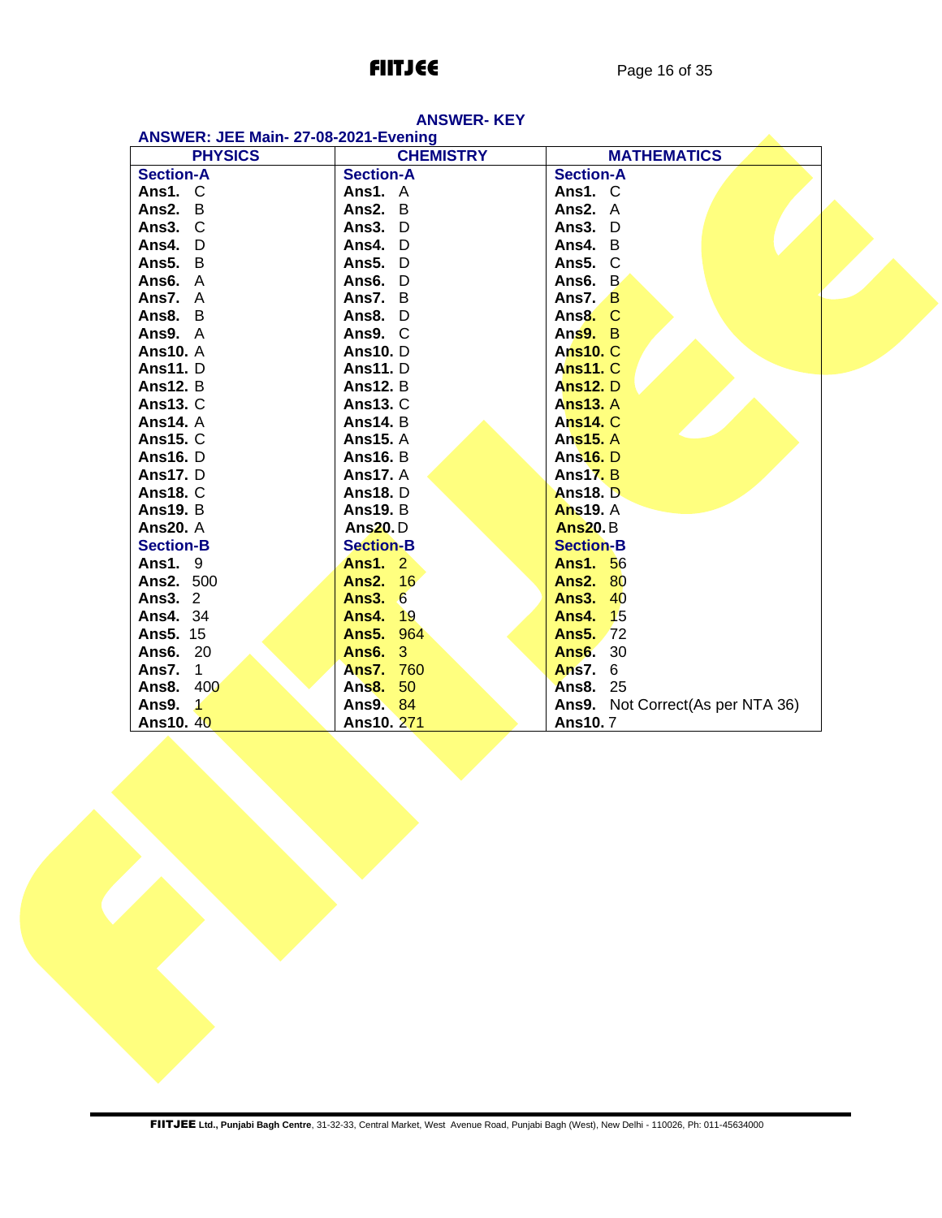## ANSWER- KEY

### ANSWER: JEE Main- 27-08-2021-Evening

| PHYSICS | CHEMISTRY | MATHEMATICS |
|---|---|---|
| **Section-A** | **Section-A** | **Section-A** |
| **Ans1.** C | **Ans1.** A | **Ans1.** C |
| **Ans2.** B | **Ans2.** B | **Ans2.** A |
| **Ans3.** C | **Ans3.** D | **Ans3.** D |
| **Ans4.** D | **Ans4.** D | **Ans4.** B |
| **Ans5.** B | **Ans5.** D | **Ans5.** C |
| **Ans6.** A | **Ans6.** D | **Ans6.** B |
| **Ans7.** A | **Ans7.** B | **Ans7.** B |
| **Ans8.** B | **Ans8.** D | **Ans8.** C |
| **Ans9.** A | **Ans9.** C | **Ans9.** B |
| **Ans10.** A | **Ans10.** D | **Ans10.** C |
| **Ans11.** D | **Ans11.** D | **Ans11.** C |
| **Ans12.** B | **Ans12.** B | **Ans12.** D |
| **Ans13.** C | **Ans13.** C | **Ans13.** A |
| **Ans14.** A | **Ans14.** B | **Ans14.** C |
| **Ans15.** C | **Ans15.** A | **Ans15.** A |
| **Ans16.** D | **Ans16.** B | **Ans16.** D |
| **Ans17.** D | **Ans17.** A | **Ans17.** B |
| **Ans18.** C | **Ans18.** D | **Ans18.** D |
| **Ans19.** B | **Ans19.** B | **Ans19.** A |
| **Ans20.** A | **Ans20.** D | **Ans20.** B |
| **Section-B** | **Section-B** | **Section-B** |
| **Ans1.** 9 | **Ans1.** 2 | **Ans1.** 56 |
| **Ans2.** 500 | **Ans2.** 16 | **Ans2.** 80 |
| **Ans3.** 2 | **Ans3.** 6 | **Ans3.** 40 |
| **Ans4.** 34 | **Ans4.** 19 | **Ans4.** 15 |
| **Ans5.** 15 | **Ans5.** 964 | **Ans5.** 72 |
| **Ans6.** 20 | **Ans6.** 3 | **Ans6.** 30 |
| **Ans7.** 1 | **Ans7.** 760 | **Ans7.** 6 |
| **Ans8.** 400 | **Ans8.** 50 | **Ans8.** 25 |
| **Ans9.** 1 | **Ans9.** 84 | **Ans9.** Not Correct(As per NTA 36) |
| **Ans10.** 40 | **Ans10.** 271 | **Ans10.** 7 |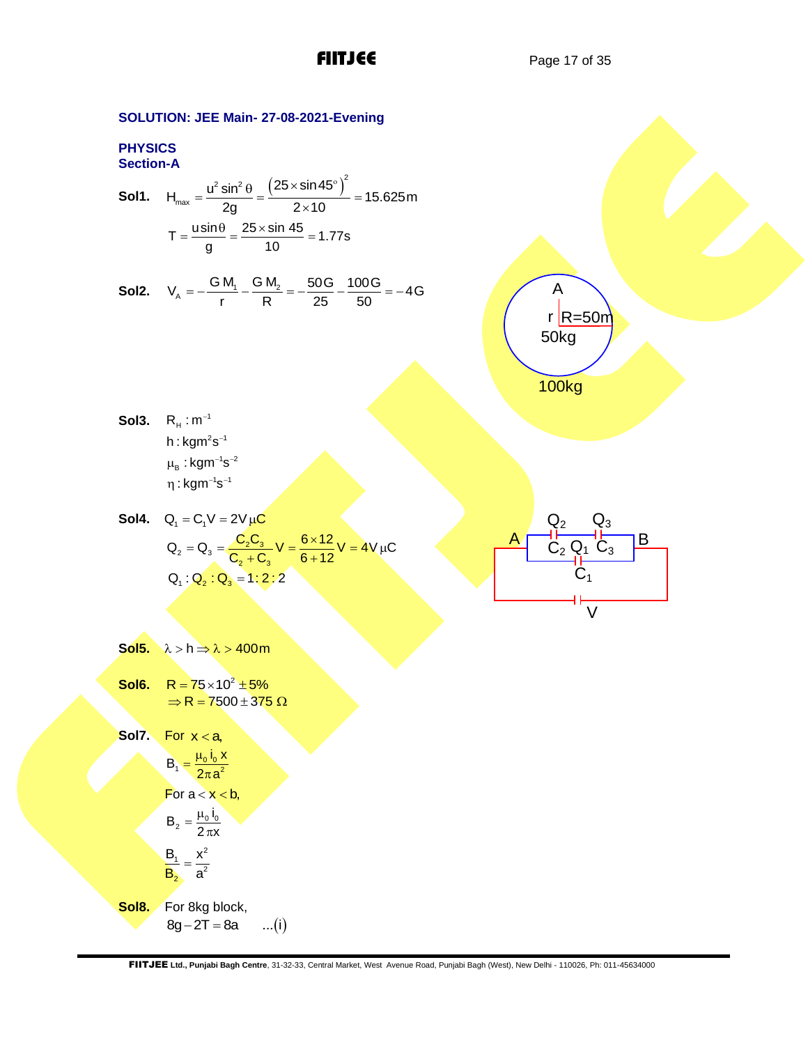**SOLUTION: JEE Main- 27-08-2021-Evening**

**PHYSICS**
**Section-A**

**Sol1.** $H_{max} = \dfrac{u^2 \sin^2\theta}{2g} = \dfrac{(25 \times \sin 45^\circ)^2}{2 \times 10} = 15.625\,m$

$T = \dfrac{u \sin\theta}{g} = \dfrac{25 \times \sin 45}{10} = 1.77s$

**Sol2.** $V_A = -\dfrac{GM_1}{r} - \dfrac{GM_2}{R} = -\dfrac{50G}{25} - \dfrac{100G}{50} = -4G$

A
r R=50m
50kg
100kg

**Sol3.** $R_H : m^{-1}$

$h : kgm^2s^{-1}$

$\mu_B : kgm^{-1}s^{-2}$

$\eta : kgm^{-1}s^{-1}$

**Sol4.** $Q_1 = C_1V = 2V\,\mu C$

$Q_2 = Q_3 = \dfrac{C_2C_3}{C_2 + C_3}V = \dfrac{6 \times 12}{6+12}V = 4V\,\mu C$

$Q_1 : Q_2 : Q_3 = 1 : 2 : 2$

$Q_2$ $Q_3$
A $C_2$ $Q_1$ $C_3$ B
$C_1$
V

**Sol5.** $\lambda > h \Rightarrow \lambda > 400m$

**Sol6.** $R = 75 \times 10^2 \pm 5\%$

$\Rightarrow R = 7500 \pm 375\ \Omega$

**Sol7.** For $x < a$,

$B_1 = \dfrac{\mu_0 i_0 x}{2\pi a^2}$

For $a < x < b$,

$B_2 = \dfrac{\mu_0 i_0}{2\pi x}$

$\dfrac{B_1}{B_2} = \dfrac{x^2}{a^2}$

**Sol8.** For 8kg block,

$8g - 2T = 8a \quad \ldots(i)$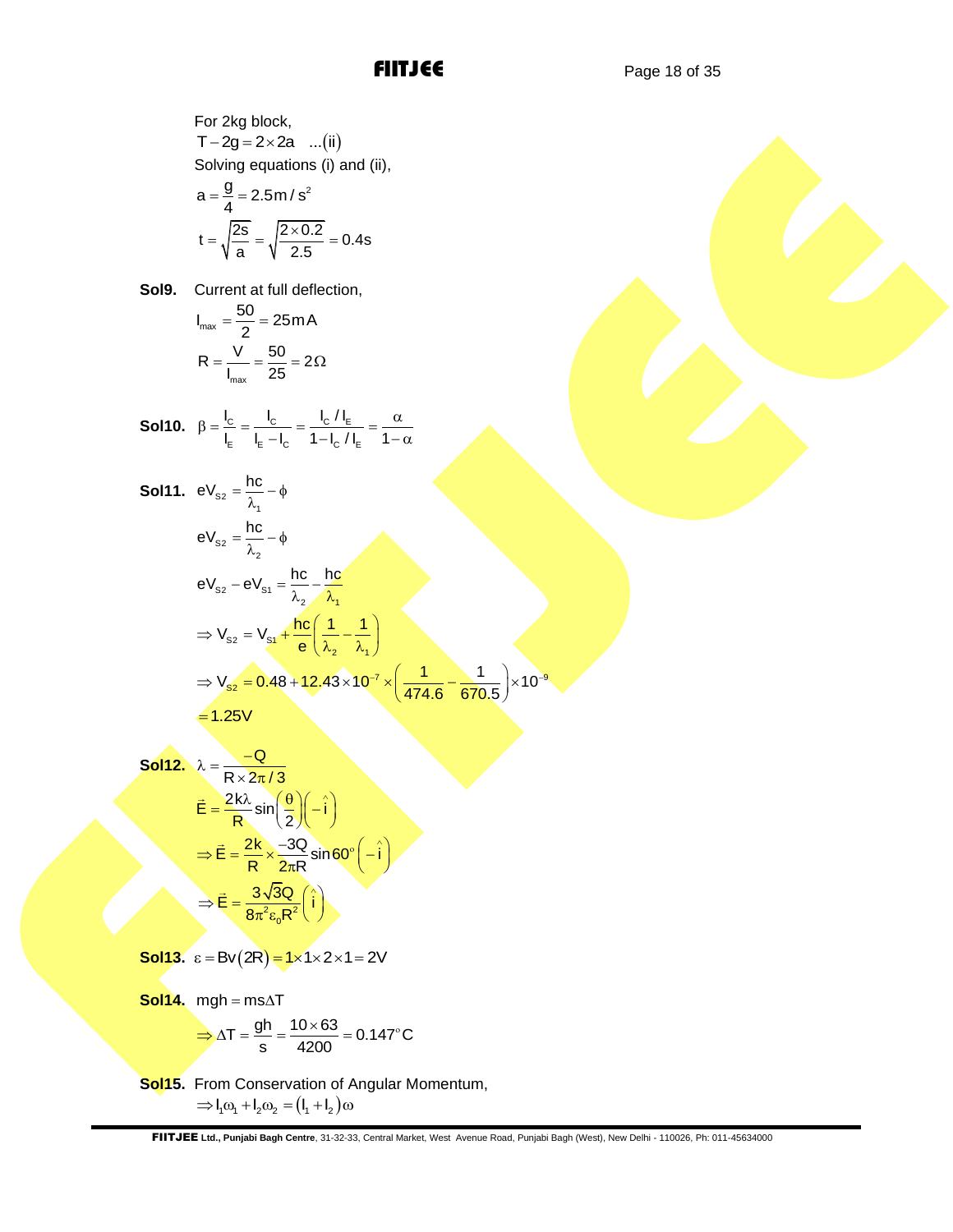For 2kg block,

$$T - 2g = 2 \times 2a \quad ...(ii)$$

Solving equations (i) and (ii),

$$a = \frac{g}{4} = 2.5\,m/s^2$$

$$t = \sqrt{\frac{2s}{a}} = \sqrt{\frac{2 \times 0.2}{2.5}} = 0.4s$$

**Sol9.** Current at full deflection,

$$I_{max} = \frac{50}{2} = 25\,mA$$

$$R = \frac{V}{I_{max}} = \frac{50}{25} = 2\Omega$$

**Sol10.** $\beta = \frac{I_C}{I_B} = \frac{I_C}{I_E - I_C} = \frac{I_C / I_E}{1 - I_C / I_E} = \frac{\alpha}{1 - \alpha}$

**Sol11.** $eV_{S2} = \frac{hc}{\lambda_1} - \phi$

$$eV_{S2} = \frac{hc}{\lambda_2} - \phi$$

$$eV_{S2} - eV_{S1} = \frac{hc}{\lambda_2} - \frac{hc}{\lambda_1}$$

$$\Rightarrow V_{S2} = V_{S1} + \frac{hc}{e}\left(\frac{1}{\lambda_2} - \frac{1}{\lambda_1}\right)$$

$$\Rightarrow V_{S2} = 0.48 + 12.43 \times 10^{-7} \times \left(\frac{1}{474.6} - \frac{1}{670.5}\right) \times 10^{-9}$$

$$= 1.25V$$

**Sol12.** $\lambda = \frac{-Q}{R \times 2\pi/3}$

$$\vec{E} = \frac{2k\lambda}{R}\sin\left(\frac{\theta}{2}\right)\left(-\hat{i}\right)$$

$$\Rightarrow \vec{E} = \frac{2k}{R} \times \frac{-3Q}{2\pi R}\sin 60^\circ\left(-\hat{i}\right)$$

$$\Rightarrow \vec{E} = \frac{3\sqrt{3}Q}{8\pi^2\varepsilon_0 R^2}\left(\hat{i}\right)$$

**Sol13.** $\varepsilon = Bv(2R) = 1 \times 1 \times 2 \times 1 = 2V$

**Sol14.** $mgh = ms\Delta T$

$$\Rightarrow \Delta T = \frac{gh}{s} = \frac{10 \times 63}{4200} = 0.147^\circ C$$

**Sol15.** From Conservation of Angular Momentum,

$$\Rightarrow I_1\omega_1 + I_2\omega_2 = (I_1 + I_2)\omega$$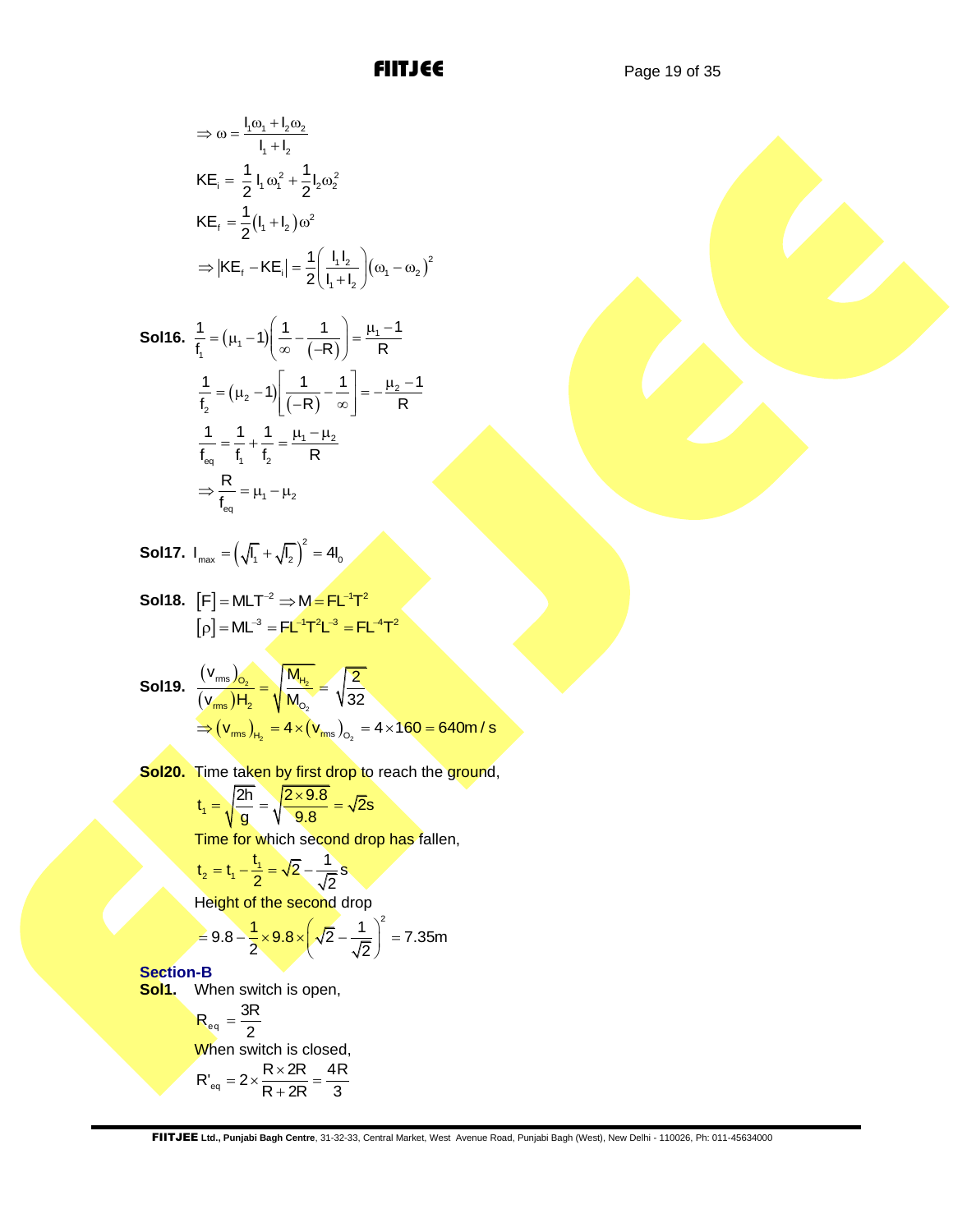$$\Rightarrow \omega = \frac{I_1\omega_1 + I_2\omega_2}{I_1 + I_2}$$

$$KE_i = \frac{1}{2}I_1\omega_1^2 + \frac{1}{2}I_2\omega_2^2$$

$$KE_f = \frac{1}{2}(I_1 + I_2)\omega^2$$

$$\Rightarrow |KE_f - KE_i| = \frac{1}{2}\left(\frac{I_1 I_2}{I_1 + I_2}\right)(\omega_1 - \omega_2)^2$$

**Sol16.** $\frac{1}{f_1} = (\mu_1 - 1)\left(\frac{1}{\infty} - \frac{1}{(-R)}\right) = \frac{\mu_1 - 1}{R}$

$$\frac{1}{f_2} = (\mu_2 - 1)\left[\frac{1}{(-R)} - \frac{1}{\infty}\right] = -\frac{\mu_2 - 1}{R}$$

$$\frac{1}{f_{eq}} = \frac{1}{f_1} + \frac{1}{f_2} = \frac{\mu_1 - \mu_2}{R}$$

$$\Rightarrow \frac{R}{f_{eq}} = \mu_1 - \mu_2$$

**Sol17.** $I_{max} = \left(\sqrt{I_1} + \sqrt{I_2}\right)^2 = 4I_0$

**Sol18.** $[F] = MLT^{-2} \Rightarrow M = FL^{-1}T^2$

$$[\rho] = ML^{-3} = FL^{-1}T^2L^{-3} = FL^{-4}T^2$$

**Sol19.** $\frac{(v_{rms})_{O_2}}{(v_{rms})_{H_2}} = \sqrt{\frac{M_{H_2}}{M_{O_2}}} = \sqrt{\frac{2}{32}}$

$$\Rightarrow (v_{rms})_{H_2} = 4 \times (v_{rms})_{O_2} = 4 \times 160 = 640 \text{ m/s}$$

**Sol20.** Time taken by first drop to reach the ground,

$$t_1 = \sqrt{\frac{2h}{g}} = \sqrt{\frac{2 \times 9.8}{9.8}} = \sqrt{2}\text{s}$$

Time for which second drop has fallen,

$$t_2 = t_1 - \frac{t_1}{2} = \sqrt{2} - \frac{1}{\sqrt{2}}\text{s}$$

Height of the second drop

$$= 9.8 - \frac{1}{2} \times 9.8 \times \left(\sqrt{2} - \frac{1}{\sqrt{2}}\right)^2 = 7.35\text{m}$$

## Section-B

**Sol1.** When switch is open,

$$R_{eq} = \frac{3R}{2}$$

When switch is closed,

$$R'_{eq} = 2 \times \frac{R \times 2R}{R + 2R} = \frac{4R}{3}$$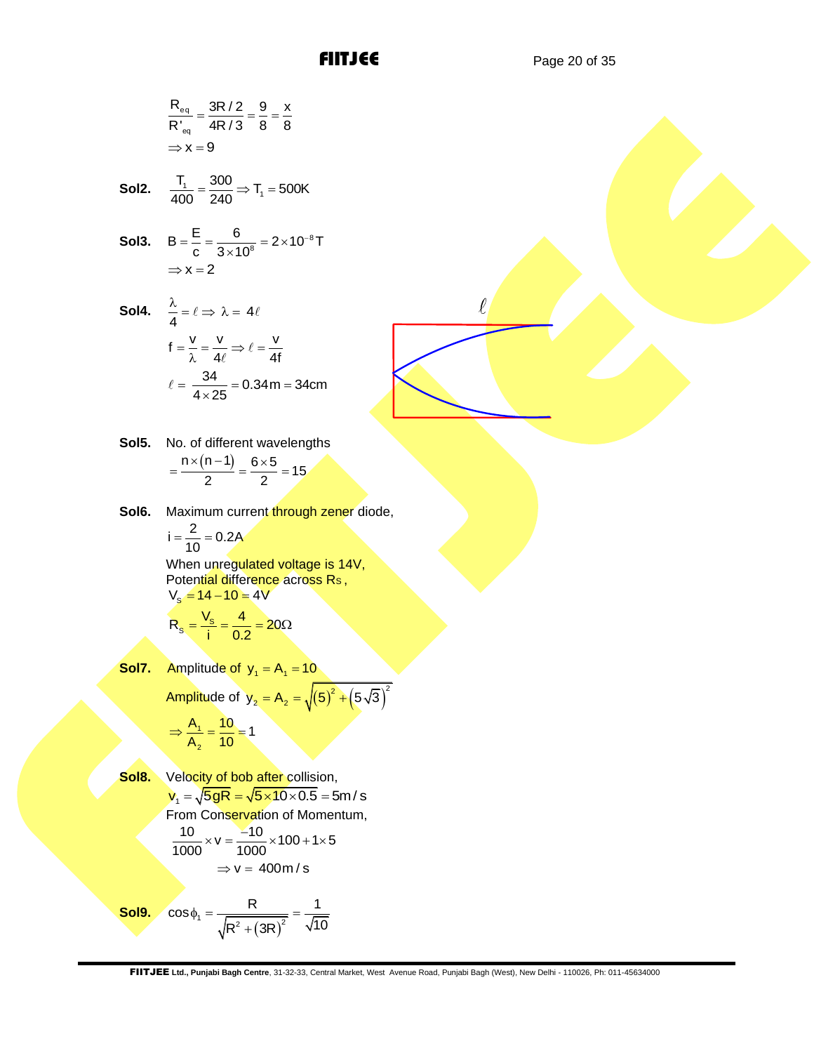$$\frac{R_{eq}}{R'_{eq}} = \frac{3R/2}{4R/3} = \frac{9}{8} = \frac{x}{8}$$
$$\Rightarrow x = 9$$

**Sol2.** $\frac{T_1}{400} = \frac{300}{240} \Rightarrow T_1 = 500K$

**Sol3.** $B = \frac{E}{c} = \frac{6}{3\times10^8} = 2\times10^{-8}T$
$\Rightarrow x = 2$

**Sol4.** $\frac{\lambda}{4} = \ell \Rightarrow \lambda = 4\ell$

$f = \frac{v}{\lambda} = \frac{v}{4\ell} \Rightarrow \ell = \frac{v}{4f}$

$\ell = \frac{34}{4\times25} = 0.34m = 34cm$

**Sol5.** No. of different wavelengths

$= \frac{n\times(n-1)}{2} = \frac{6\times5}{2} = 15$

**Sol6.** Maximum current through zener diode,

$i = \frac{2}{10} = 0.2A$

When unregulated voltage is 14V,
Potential difference across Rs,

$V_s = 14 - 10 = 4V$

$R_s = \frac{V_s}{i} = \frac{4}{0.2} = 20\Omega$

**Sol7.** Amplitude of $y_1 = A_1 = 10$

Amplitude of $y_2 = A_2 = \sqrt{(5)^2 + (5\sqrt{3})^2}$

$\Rightarrow \frac{A_1}{A_2} = \frac{10}{10} = 1$

**Sol8.** Velocity of bob after collision,

$v_1 = \sqrt{5gR} = \sqrt{5\times10\times0.5} = 5m/s$

From Conservation of Momentum,

$\frac{10}{1000}\times v = \frac{-10}{1000}\times100 + 1\times5$

$\Rightarrow v = 400m/s$

**Sol9.** $\cos\phi_1 = \frac{R}{\sqrt{R^2 + (3R)^2}} = \frac{1}{\sqrt{10}}$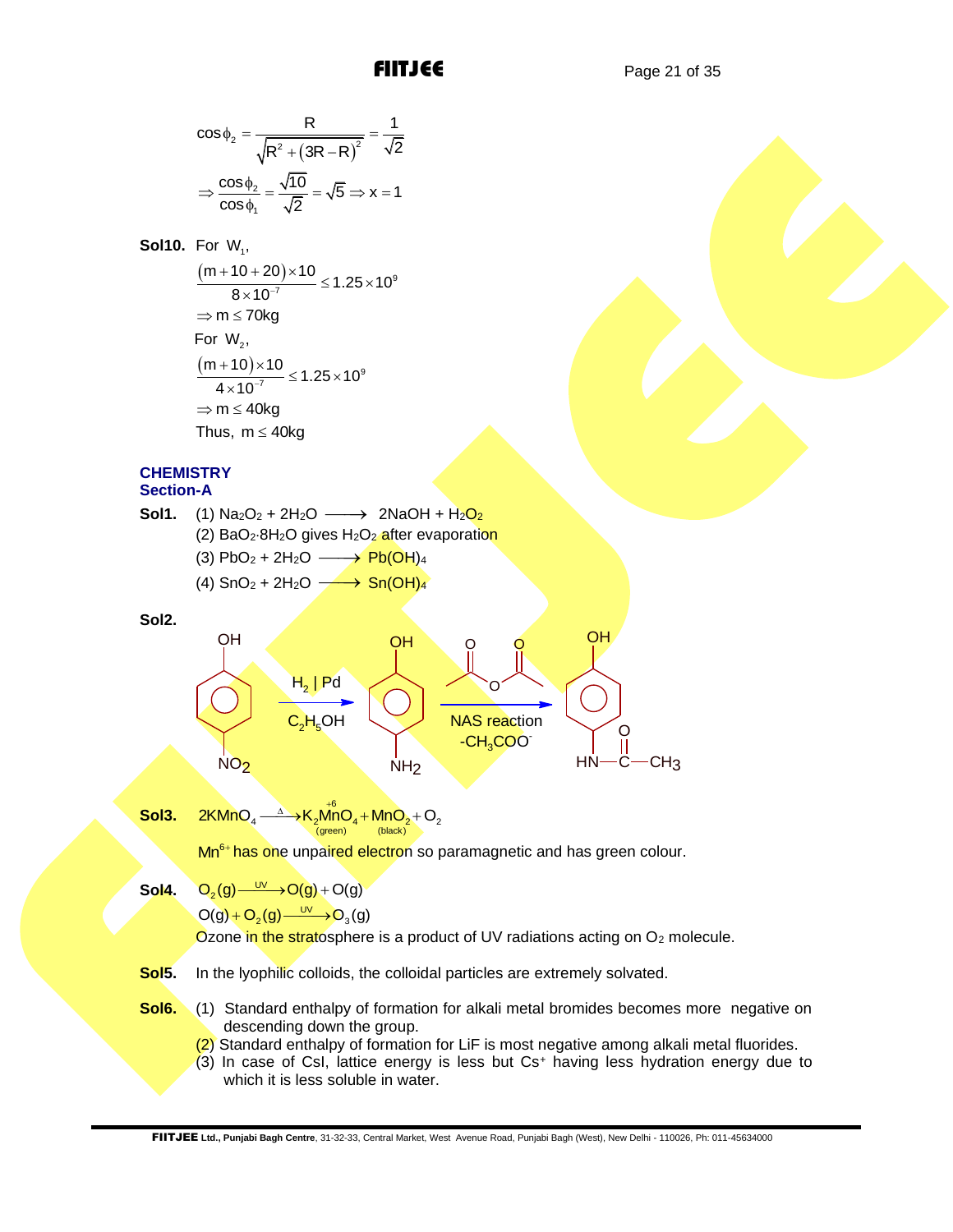$$\cos\phi_2 = \frac{R}{\sqrt{R^2 + (3R - R)^2}} = \frac{1}{\sqrt{2}}$$

$$\Rightarrow \frac{\cos\phi_2}{\cos\phi_1} = \frac{\sqrt{10}}{\sqrt{2}} = \sqrt{5} \Rightarrow x = 1$$

**Sol10.** For $W_1$,

$$\frac{(m + 10 + 20) \times 10}{8 \times 10^{-7}} \le 1.25 \times 10^9$$

$\Rightarrow m \le 70\text{kg}$

For $W_2$,

$$\frac{(m + 10) \times 10}{4 \times 10^{-7}} \le 1.25 \times 10^9$$

$\Rightarrow m \le 40\text{kg}$

Thus, $m \le 40\text{kg}$

## CHEMISTRY
### Section-A

**Sol1.** (1) $Na_2O_2 + 2H_2O \longrightarrow 2NaOH + H_2O_2$

(2) $BaO_2 \cdot 8H_2O$ gives $H_2O_2$ after evaporation

(3) $PbO_2 + 2H_2O \longrightarrow Pb(OH)_4$

(4) $SnO_2 + 2H_2O \longrightarrow Sn(OH)_4$

**Sol2.**

p-Nitrophenol $\xrightarrow[C_2H_5OH]{H_2 \mid Pd}$ p-Aminophenol $\xrightarrow[\text{NAS reaction, } -CH_3COO^-]{(CH_3CO)_2O}$ p-Hydroxyacetanilide ($HO-C_6H_4-NH-CO-CH_3$)

**Sol3.** $2KMnO_4 \xrightarrow{\Delta} \underset{(\text{green})}{K_2\overset{+6}{Mn}O_4} + \underset{(\text{black})}{MnO_2} + O_2$

$Mn^{6+}$ has one unpaired electron so paramagnetic and has green colour.

**Sol4.** $O_2(g) \xrightarrow{UV} O(g) + O(g)$

$O(g) + O_2(g) \xrightarrow{UV} O_3(g)$

Ozone in the stratosphere is a product of UV radiations acting on $O_2$ molecule.

**Sol5.** In the lyophilic colloids, the colloidal particles are extremely solvated.

**Sol6.** (1) Standard enthalpy of formation for alkali metal bromides becomes more negative on descending down the group.

(2) Standard enthalpy of formation for LiF is most negative among alkali metal fluorides.

(3) In case of CsI, lattice energy is less but $Cs^+$ having less hydration energy due to which it is less soluble in water.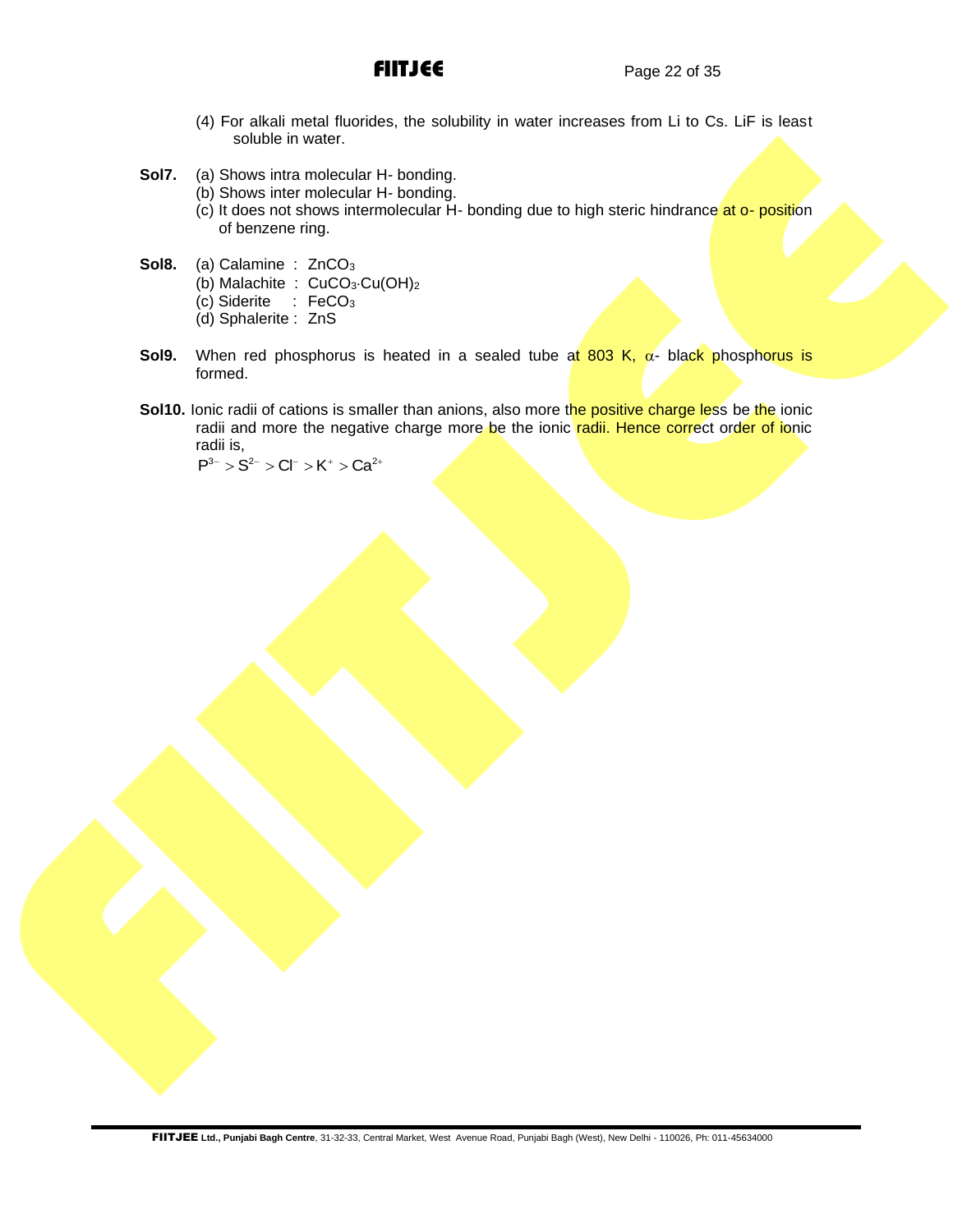(4) For alkali metal fluorides, the solubility in water increases from Li to Cs. LiF is least soluble in water.

**Sol7.** (a) Shows intra molecular H- bonding.
(b) Shows inter molecular H- bonding.
(c) It does not shows intermolecular H- bonding due to high steric hindrance at o- position of benzene ring.

**Sol8.** (a) Calamine : $ZnCO_3$
(b) Malachite : $CuCO_3 \cdot Cu(OH)_2$
(c) Siderite : $FeCO_3$
(d) Sphalerite : ZnS

**Sol9.** When red phosphorus is heated in a sealed tube at 803 K, $\alpha$- black phosphorus is formed.

**Sol10.** Ionic radii of cations is smaller than anions, also more the positive charge less be the ionic radii and more the negative charge more be the ionic radii. Hence correct order of ionic radii is,

$P^{3-} > S^{2-} > Cl^{-} > K^{+} > Ca^{2+}$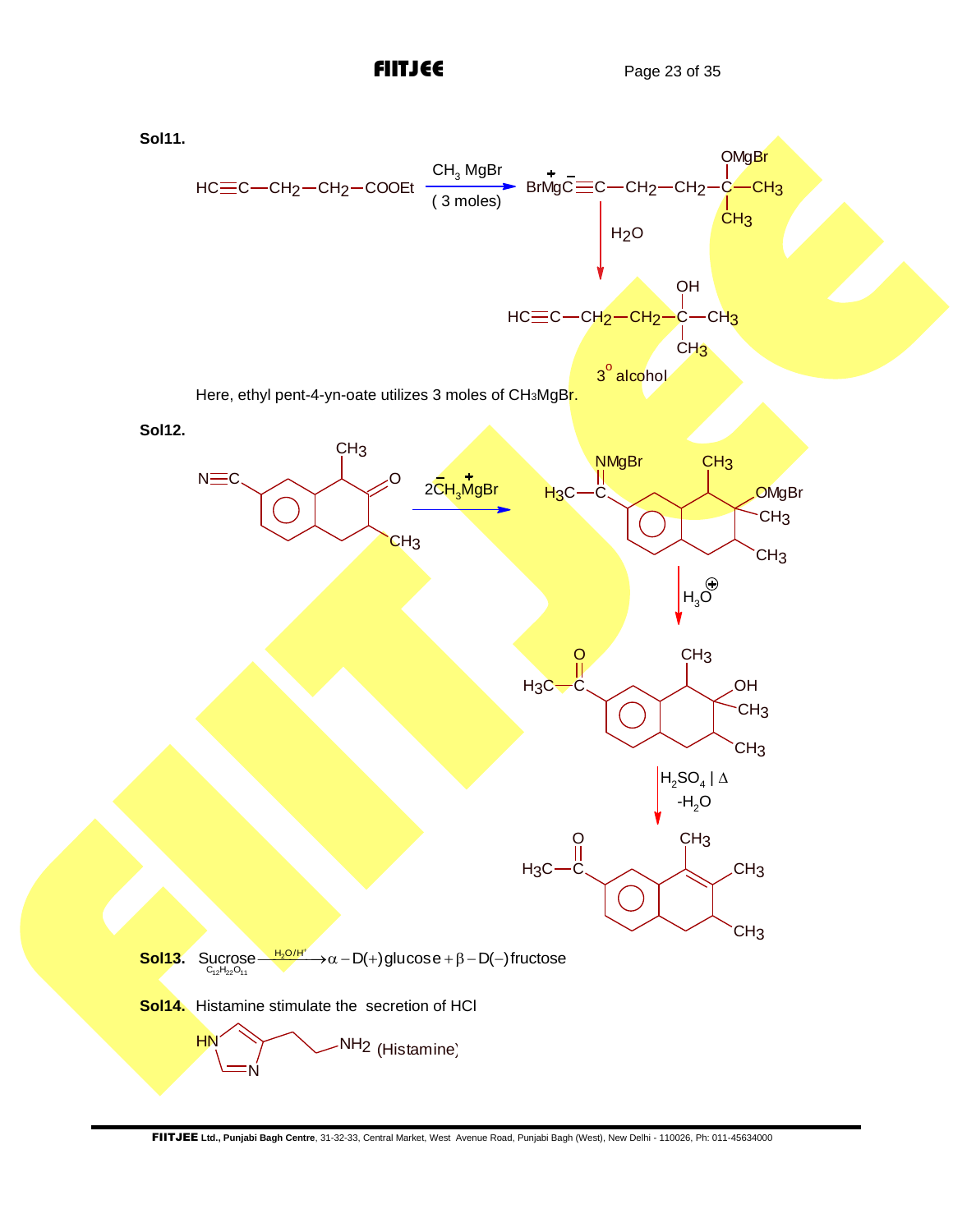**Sol11.**

$$HC\equiv C-CH_2-CH_2-COOEt \xrightarrow[\text{(3 moles)}]{CH_3MgBr} \overset{+}{Br}Mg\overset{-}{C}\equiv C-CH_2-CH_2-\underset{CH_3}{\overset{OMgBr}{C}}-CH_3$$

$$\xrightarrow{H_2O} HC\equiv C-CH_2-CH_2-\underset{CH_3}{\overset{OH}{C}}-CH_3$$

$3^o$ alcohol

Here, ethyl pent-4-yn-oate utilizes 3 moles of $CH_3MgBr$.

**Sol12.**

$\xrightarrow{2\overset{-}{C}H_3\overset{+}{M}gBr}$ ; $\xrightarrow{H_3O^{\oplus}}$ ; $\xrightarrow[-H_2O]{H_2SO_4 \mid \Delta}$

**Sol13.** $\underset{C_{12}H_{22}O_{11}}{\text{Sucrose}} \xrightarrow{H_2O/H^+} \alpha-D(+)\text{glucose} + \beta-D(-)\text{fructose}$

**Sol14.** Histamine stimulate the secretion of HCl

(Histamine)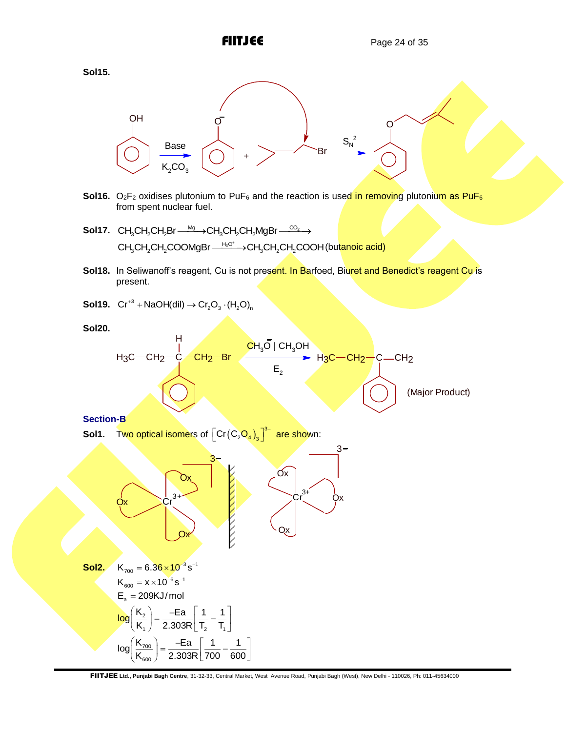**Sol15.**

Phenol $\xrightarrow[K_2CO_3]{\text{Base}}$ Phenoxide ($O^-$) + $(CH_3)_2C{=}CH{-}CH_2Br$ $\xrightarrow{S_N2}$ $C_6H_5{-}O{-}CH_2{-}CH{=}C(CH_3)_2$

**Sol16.** $O_2F_2$ oxidises plutonium to $PuF_6$ and the reaction is used in removing plutonium as $PuF_6$ from spent nuclear fuel.

**Sol17.** $CH_3CH_2CH_2Br \xrightarrow{Mg} CH_3CH_2CH_2MgBr \xrightarrow{CO_2}$
$CH_3CH_2CH_2COOMgBr \xrightarrow{H_3O^+} CH_3CH_2CH_2COOH$ (butanoic acid)

**Sol18.** In Seliwanoff's reagent, Cu is not present. In Barfoed, Biuret and Benedict's reagent Cu is present.

**Sol19.** $Cr^{+3} + NaOH(dil) \rightarrow Cr_2O_3 \cdot (H_2O)_n$

**Sol20.**

$H_3C{-}CH_2{-}CH(C_6H_5){-}CH_2{-}Br \xrightarrow[E_2]{CH_3\bar{O} \mid CH_3OH} H_3C{-}CH_2{-}C(C_6H_5){=}CH_2$ (Major Product)

## Section-B

**Sol1.** Two optical isomers of $\left[Cr\left(C_2O_4\right)_3\right]^{3-}$ are shown:

(Two mirror-image structures of $[Cr(Ox)_3]^{3-}$ with $Cr^{3+}$ centre.)

**Sol2.**

$K_{700} = 6.36 \times 10^{-3} s^{-1}$

$K_{600} = x \times 10^{-6} s^{-1}$

$E_a = 209 KJ/mol$

$$\log\left(\frac{K_2}{K_1}\right) = \frac{-Ea}{2.303R}\left[\frac{1}{T_2} - \frac{1}{T_1}\right]$$

$$\log\left(\frac{K_{700}}{K_{600}}\right) = \frac{-Ea}{2.303R}\left[\frac{1}{700} - \frac{1}{600}\right]$$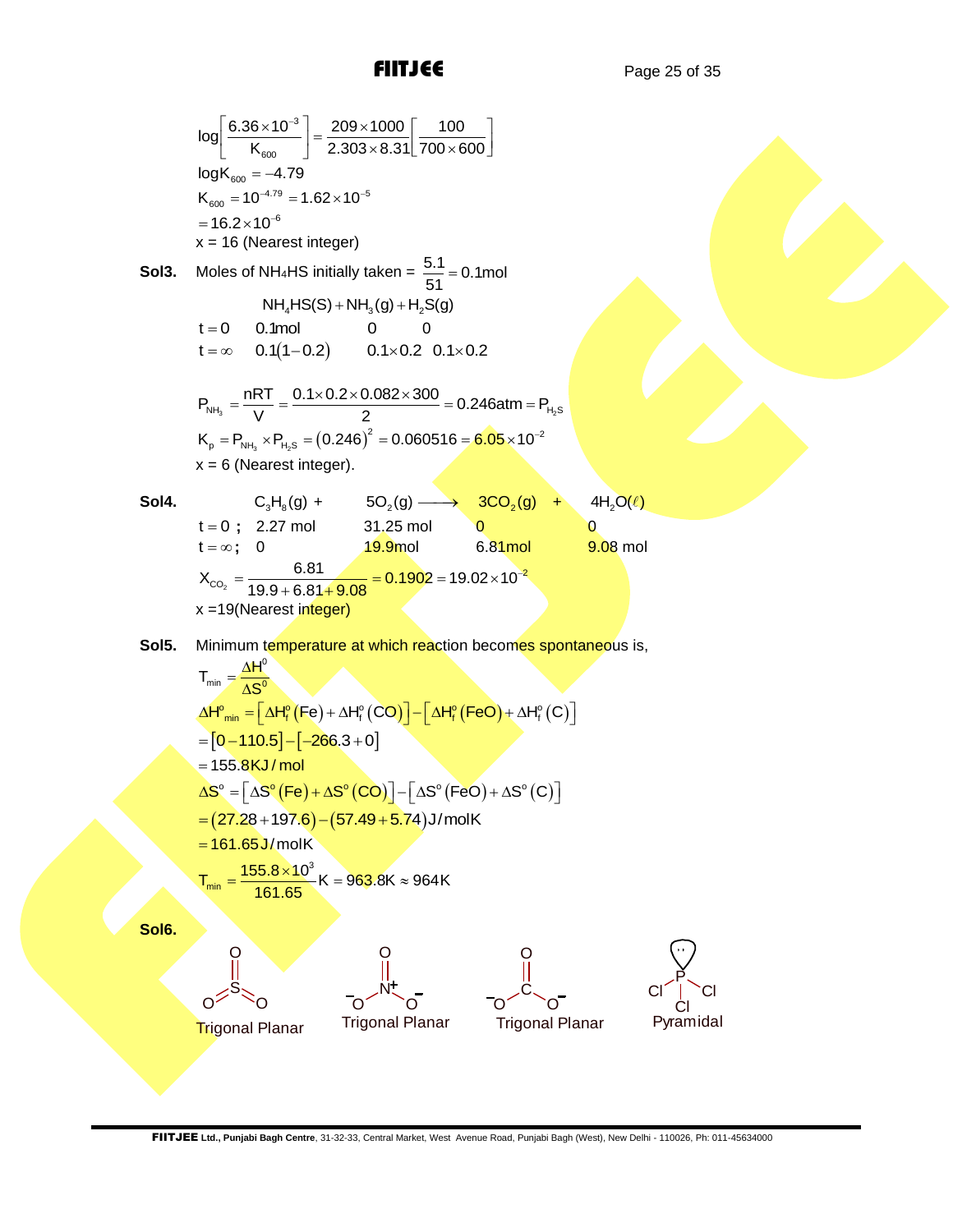$$\log\left[\frac{6.36\times10^{-3}}{K_{600}}\right]=\frac{209\times1000}{2.303\times8.31}\left[\frac{100}{700\times600}\right]$$

$\log K_{600}=-4.79$

$K_{600}=10^{-4.79}=1.62\times10^{-5}$

$=16.2\times10^{-6}$

x = 16 (Nearest integer)

**Sol3.** Moles of $NH_4HS$ initially taken = $\frac{5.1}{51}=0.1\text{mol}$

$$NH_4HS(S)+NH_3(g)+H_2S(g)$$

| | | | |
|---|---|---|---|
| $t=0$ | 0.1mol | 0 | 0 |
| $t=\infty$ | $0.1(1-0.2)$ | $0.1\times0.2$ | $0.1\times0.2$ |

$$P_{NH_3}=\frac{nRT}{V}=\frac{0.1\times0.2\times0.082\times300}{2}=0.246\text{atm}=P_{H_2S}$$

$$K_p=P_{NH_3}\times P_{H_2S}=(0.246)^2=0.060516=6.05\times10^{-2}$$

x = 6 (Nearest integer).

**Sol4.**

| | $C_3H_8(g)$ + | $5O_2(g)\longrightarrow$ | $3CO_2(g)$ + | $4H_2O(\ell)$ |
|---|---|---|---|---|
| $t=0$ ; | 2.27 mol | 31.25 mol | 0 | 0 |
| $t=\infty$ ; | 0 | 19.9mol | 6.81mol | 9.08 mol |

$$X_{CO_2}=\frac{6.81}{19.9+6.81+9.08}=0.1902=19.02\times10^{-2}$$

x =19(Nearest integer)

**Sol5.** Minimum temperature at which reaction becomes spontaneous is,

$$T_{min}=\frac{\Delta H^0}{\Delta S^0}$$

$$\Delta H^o_{min}=\left[\Delta H^o_f(Fe)+\Delta H^o_f(CO)\right]-\left[\Delta H^o_f(FeO)+\Delta H^o_f(C)\right]$$

$=[0-110.5]-[-266.3+0]$

$=155.8\text{KJ/mol}$

$$\Delta S^o=\left[\Delta S^o(Fe)+\Delta S^o(CO)\right]-\left[\Delta S^o(FeO)+\Delta S^o(C)\right]$$

$=(27.28+197.6)-(57.49+5.74)\text{J/molK}$

$=161.65\text{J/molK}$

$$T_{min}=\frac{155.8\times10^3}{161.65}K=963.8K\approx964K$$

**Sol6.**

$SO_3$: Trigonal Planar

$NO_3^-$: Trigonal Planar

$CO_3^{2-}$: Trigonal Planar

$PCl_3$: Pyramidal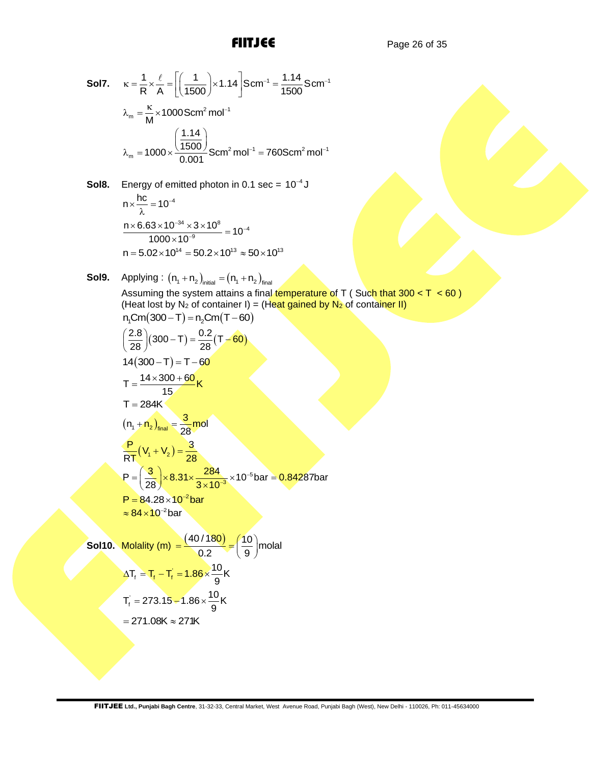**Sol7.** $\kappa = \frac{1}{R} \times \frac{\ell}{A} = \left[\left(\frac{1}{1500}\right) \times 1.14\right] \text{Scm}^{-1} = \frac{1.14}{1500} \text{Scm}^{-1}$

$$\lambda_m = \frac{\kappa}{M} \times 1000 \, \text{Scm}^2 \, \text{mol}^{-1}$$

$$\lambda_m = 1000 \times \frac{\left(\frac{1.14}{1500}\right)}{0.001} \text{Scm}^2 \, \text{mol}^{-1} = 760 \text{Scm}^2 \, \text{mol}^{-1}$$

**Sol8.** Energy of emitted photon in 0.1 sec = $10^{-4}$ J

$$n \times \frac{hc}{\lambda} = 10^{-4}$$

$$\frac{n \times 6.63 \times 10^{-34} \times 3 \times 10^{8}}{1000 \times 10^{-9}} = 10^{-4}$$

$$n = 5.02 \times 10^{14} = 50.2 \times 10^{13} \approx 50 \times 10^{13}$$

**Sol9.** Applying : $(n_1 + n_2)_{\text{initial}} = (n_1 + n_2)_{\text{final}}$

Assuming the system attains a final temperature of T ( Such that 300 < T < 60 )
(Heat lost by $N_2$ of container I) = (Heat gained by $N_2$ of container II)

$$n_1 Cm(300 - T) = n_2 Cm(T - 60)$$

$$\left(\frac{2.8}{28}\right)(300 - T) = \frac{0.2}{28}(T - 60)$$

$$14(300 - T) = T - 60$$

$$T = \frac{14 \times 300 + 60}{15} K$$

$$T = 284K$$

$$(n_1 + n_2)_{\text{final}} = \frac{3}{28} \text{mol}$$

$$\frac{P}{RT}(V_1 + V_2) = \frac{3}{28}$$

$$P = \left(\frac{3}{28}\right) \times 8.31 \times \frac{284}{3 \times 10^{-3}} \times 10^{-5} \text{bar} = 0.84287 \text{bar}$$

$$P = 84.28 \times 10^{-2} \text{bar}$$

$$\approx 84 \times 10^{-2} \text{bar}$$

**Sol10.** Molality (m) $= \frac{(40/180)}{0.2} = \left(\frac{10}{9}\right)$ molal

$$\Delta T_f = T_f - T_f' = 1.86 \times \frac{10}{9} K$$

$$T_f' = 273.15 - 1.86 \times \frac{10}{9} K$$

$$= 271.08K \approx 271K$$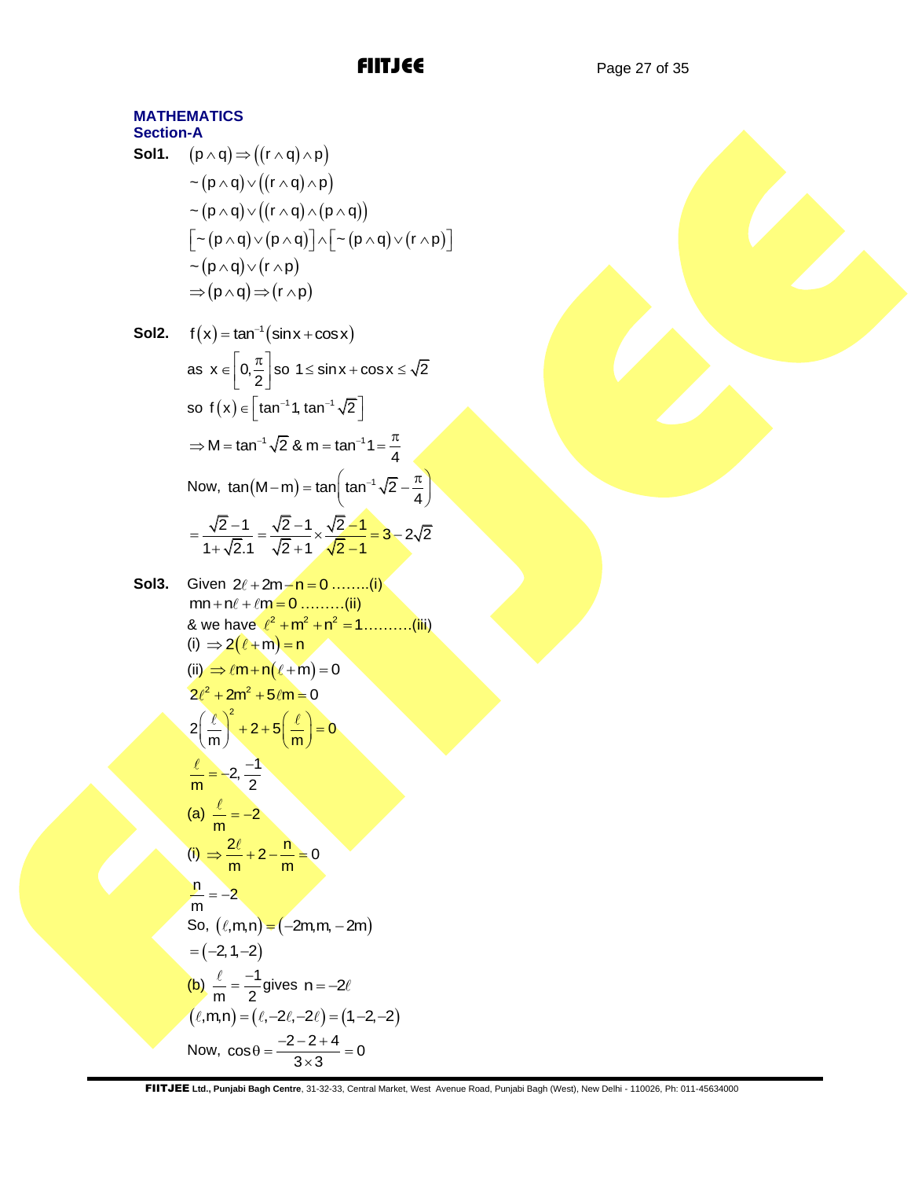## MATHEMATICS

### Section-A

**Sol1.** $(p \wedge q) \Rightarrow ((r \wedge q) \wedge p)$

$\sim(p \wedge q) \vee ((r \wedge q) \wedge p)$

$\sim(p \wedge q) \vee ((r \wedge q) \wedge (p \wedge q))$

$[\sim(p \wedge q) \vee (p \wedge q)] \wedge [\sim(p \wedge q) \vee (r \wedge p)]$

$\sim(p \wedge q) \vee (r \wedge p)$

$\Rightarrow (p \wedge q) \Rightarrow (r \wedge p)$

**Sol2.** $f(x) = \tan^{-1}(\sin x + \cos x)$

as $x \in \left[0, \frac{\pi}{2}\right]$ so $1 \le \sin x + \cos x \le \sqrt{2}$

so $f(x) \in \left[\tan^{-1} 1, \tan^{-1} \sqrt{2}\right]$

$\Rightarrow M = \tan^{-1}\sqrt{2}$ & $m = \tan^{-1} 1 = \frac{\pi}{4}$

Now, $\tan(M - m) = \tan\left(\tan^{-1}\sqrt{2} - \frac{\pi}{4}\right)$

$= \frac{\sqrt{2}-1}{1+\sqrt{2}.1} = \frac{\sqrt{2}-1}{\sqrt{2}+1} \times \frac{\sqrt{2}-1}{\sqrt{2}-1} = 3 - 2\sqrt{2}$

**Sol3.** Given $2\ell + 2m - n = 0$ ........(i)

$mn + n\ell + \ell m = 0$ .........(ii)

& we have $\ell^2 + m^2 + n^2 = 1$..........(iii)

(i) $\Rightarrow 2(\ell + m) = n$

(ii) $\Rightarrow \ell m + n(\ell + m) = 0$

$2\ell^2 + 2m^2 + 5\ell m = 0$

$2\left(\frac{\ell}{m}\right)^2 + 2 + 5\left(\frac{\ell}{m}\right) = 0$

$\frac{\ell}{m} = -2, \frac{-1}{2}$

(a) $\frac{\ell}{m} = -2$

(i) $\Rightarrow \frac{2\ell}{m} + 2 - \frac{n}{m} = 0$

$\frac{n}{m} = -2$

So, $(\ell, m, n) = (-2m, m, -2m)$

$= (-2, 1, -2)$

(b) $\frac{\ell}{m} = \frac{-1}{2}$ gives $n = -2\ell$

$(\ell, m, n) = (\ell, -2\ell, -2\ell) = (1, -2, -2)$

Now, $\cos\theta = \frac{-2-2+4}{3 \times 3} = 0$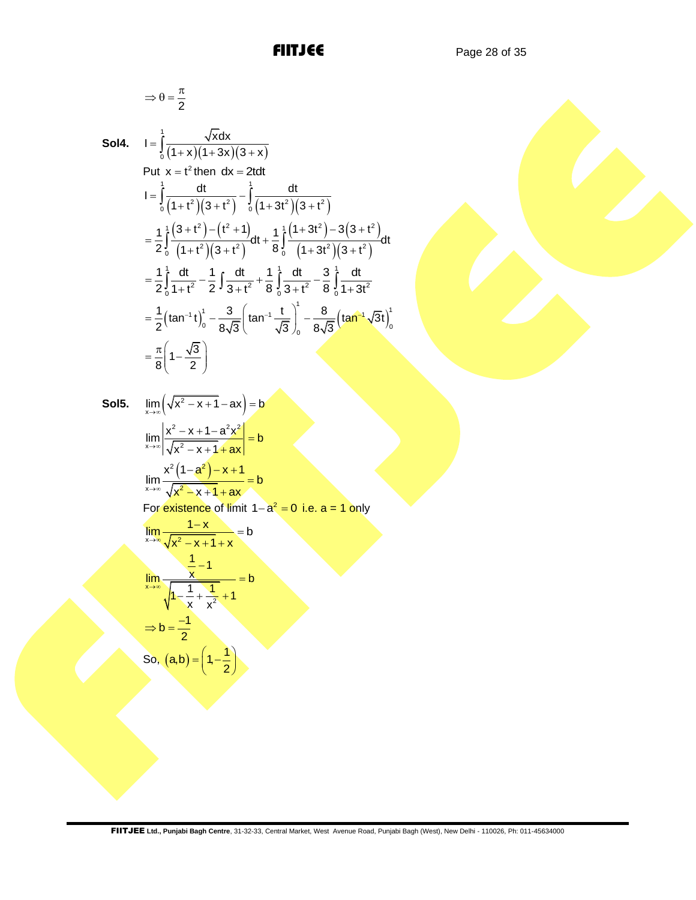$$\Rightarrow \theta = \frac{\pi}{2}$$

**Sol4.** $I = \int_0^1 \frac{\sqrt{x}dx}{(1+x)(1+3x)(3+x)}$

Put $x = t^2$ then $dx = 2tdt$

$$I = \int_0^1 \frac{dt}{(1+t^2)(3+t^2)} - \int_0^1 \frac{dt}{(1+3t^2)(3+t^2)}$$

$$= \frac{1}{2}\int_0^1 \frac{(3+t^2)-(t^2+1)}{(1+t^2)(3+t^2)}dt + \frac{1}{8}\int_0^1 \frac{(1+3t^2)-3(3+t^2)}{(1+3t^2)(3+t^2)}dt$$

$$= \frac{1}{2}\int_0^1 \frac{dt}{1+t^2} - \frac{1}{2}\int \frac{dt}{3+t^2} + \frac{1}{8}\int_0^1 \frac{dt}{3+t^2} - \frac{3}{8}\int_0^1 \frac{dt}{1+3t^2}$$

$$= \frac{1}{2}\left(\tan^{-1}t\right)_0^1 - \frac{3}{8\sqrt{3}}\left(\tan^{-1}\frac{t}{\sqrt{3}}\right)_0^1 - \frac{8}{8\sqrt{3}}\left(\tan^{-1}\sqrt{3}t\right)_0^1$$

$$= \frac{\pi}{8}\left(1 - \frac{\sqrt{3}}{2}\right)$$

**Sol5.** $\lim\limits_{x\to\infty}\left(\sqrt{x^2-x+1} - ax\right) = b$

$$\lim_{x\to\infty}\left|\frac{x^2-x+1-a^2x^2}{\sqrt{x^2-x+1}+ax}\right| = b$$

$$\lim_{x\to\infty}\frac{x^2\left(1-a^2\right)-x+1}{\sqrt{x^2-x+1}+ax} = b$$

For existence of limit $1-a^2 = 0$ i.e. a = 1 only

$$\lim_{x\to\infty}\frac{1-x}{\sqrt{x^2-x+1}+x} = b$$

$$\lim_{x\to\infty}\frac{\frac{1}{x}-1}{\sqrt{1-\frac{1}{x}+\frac{1}{x^2}}+1} = b$$

$$\Rightarrow b = \frac{-1}{2}$$

So, $(a,b) = \left(1, -\frac{1}{2}\right)$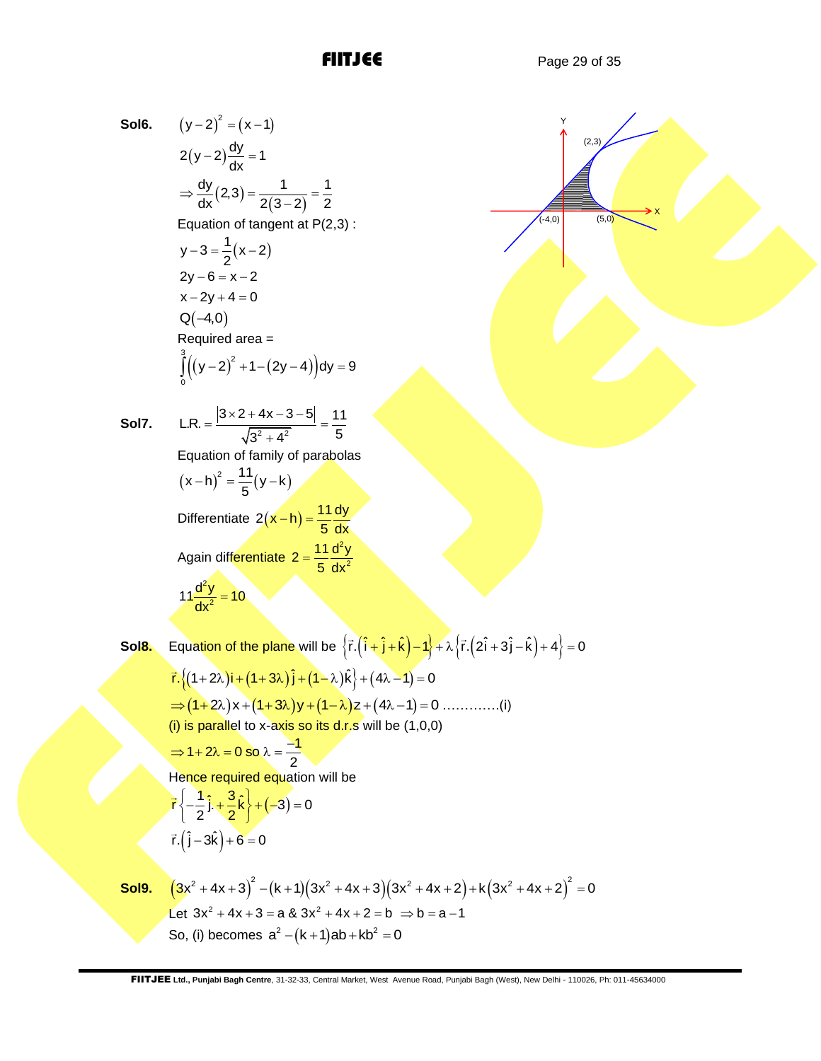**Sol6.** $(y-2)^2 = (x-1)$

$2(y-2)\dfrac{dy}{dx} = 1$

$\Rightarrow \dfrac{dy}{dx}(2,3) = \dfrac{1}{2(3-2)} = \dfrac{1}{2}$

Equation of tangent at P(2,3) :

$y - 3 = \dfrac{1}{2}(x-2)$

$2y - 6 = x - 2$

$x - 2y + 4 = 0$

$Q(-4,0)$

Required area =

$$\int_0^3 \left((y-2)^2 + 1 - (2y-4)\right)dy = 9$$

**Sol7.** $\text{L.R.} = \dfrac{|3\times 2 + 4x - 3 - 5|}{\sqrt{3^2+4^2}} = \dfrac{11}{5}$

Equation of family of parabolas

$(x-h)^2 = \dfrac{11}{5}(y-k)$

Differentiate $2(x-h) = \dfrac{11}{5}\dfrac{dy}{dx}$

Again differentiate $2 = \dfrac{11}{5}\dfrac{d^2y}{dx^2}$

$11\dfrac{d^2y}{dx^2} = 10$

**Sol8.** Equation of the plane will be $\left\{\vec{r}.\left(\hat{i}+\hat{j}+\hat{k}\right)-1\right\} + \lambda\left\{\vec{r}.\left(2\hat{i}+3\hat{j}-\hat{k}\right)+4\right\} = 0$

$\vec{r}.\left\{(1+2\lambda)i + (1+3\lambda)\hat{j} + (1-\lambda)\hat{k}\right\} + (4\lambda - 1) = 0$

$\Rightarrow (1+2\lambda)x + (1+3\lambda)y + (1-\lambda)z + (4\lambda-1) = 0$ …………(i)

(i) is parallel to x-axis so its d.r.s will be (1,0,0)

$\Rightarrow 1 + 2\lambda = 0$ so $\lambda = \dfrac{-1}{2}$

Hence required equation will be

$\vec{r}\left\{-\dfrac{1}{2}\hat{j} + \dfrac{3}{2}\hat{k}\right\} + (-3) = 0$

$\vec{r}.\left(\hat{j} - 3\hat{k}\right) + 6 = 0$

**Sol9.** $\left(3x^2+4x+3\right)^2 - (k+1)\left(3x^2+4x+3\right)\left(3x^2+4x+2\right) + k\left(3x^2+4x+2\right)^2 = 0$

Let $3x^2+4x+3 = a$ & $3x^2+4x+2 = b \Rightarrow b = a-1$

So, (i) becomes $a^2 - (k+1)ab + kb^2 = 0$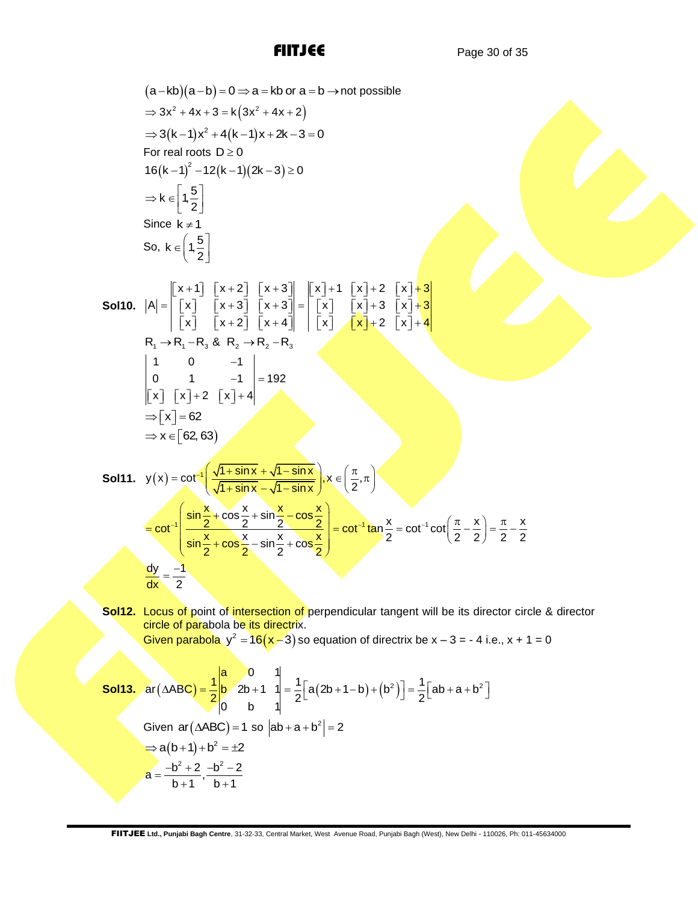$(a-kb)(a-b)=0 \Rightarrow a=kb$ or $a=b \rightarrow$ not possible

$\Rightarrow 3x^2+4x+3=k(3x^2+4x+2)$

$\Rightarrow 3(k-1)x^2+4(k-1)x+2k-3=0$

For real roots $D \geq 0$

$16(k-1)^2-12(k-1)(2k-3) \geq 0$

$\Rightarrow k \in \left[1, \frac{5}{2}\right]$

Since $k \neq 1$

So, $k \in \left(1, \frac{5}{2}\right]$

**Sol10.** $|A| = \begin{vmatrix} [x+1] & [x+2] & [x+3] \\ [x] & [x+3] & [x+3] \\ [x] & [x+2] & [x+4] \end{vmatrix} = \begin{vmatrix} [x]+1 & [x]+2 & [x]+3 \\ [x] & [x]+3 & [x]+3 \\ [x] & [x]+2 & [x]+4 \end{vmatrix}$

$R_1 \rightarrow R_1 - R_3$ & $R_2 \rightarrow R_2 - R_3$

$\begin{vmatrix} 1 & 0 & -1 \\ 0 & 1 & -1 \\ [x] & [x]+2 & [x]+4 \end{vmatrix} = 192$

$\Rightarrow [x] = 62$

$\Rightarrow x \in [62, 63)$

**Sol11.** $y(x) = \cot^{-1}\left(\frac{\sqrt{1+\sin x}+\sqrt{1-\sin x}}{\sqrt{1+\sin x}-\sqrt{1-\sin x}}\right), x \in \left(\frac{\pi}{2}, \pi\right)$

$= \cot^{-1}\left(\frac{\sin\frac{x}{2}+\cos\frac{x}{2}+\sin\frac{x}{2}-\cos\frac{x}{2}}{\sin\frac{x}{2}+\cos\frac{x}{2}-\sin\frac{x}{2}+\cos\frac{x}{2}}\right) = \cot^{-1}\tan\frac{x}{2} = \cot^{-1}\cot\left(\frac{\pi}{2}-\frac{x}{2}\right) = \frac{\pi}{2}-\frac{x}{2}$

$\frac{dy}{dx} = \frac{-1}{2}$

**Sol12.** Locus of point of intersection of perpendicular tangent will be its director circle & director circle of parabola be its directrix.
Given parabola $y^2 = 16(x-3)$ so equation of directrix be x – 3 = - 4 i.e., x + 1 = 0

**Sol13.** $ar(\Delta ABC) = \frac{1}{2}\begin{vmatrix} a & 0 & 1 \\ b & 2b+1 & 1 \\ 0 & b & 1 \end{vmatrix} = \frac{1}{2}\left[a(2b+1-b)+(b^2)\right] = \frac{1}{2}\left[ab+a+b^2\right]$

Given $ar(\Delta ABC) = 1$ so $|ab+a+b^2| = 2$

$\Rightarrow a(b+1)+b^2 = \pm 2$

$a = \frac{-b^2+2}{b+1}, \frac{-b^2-2}{b+1}$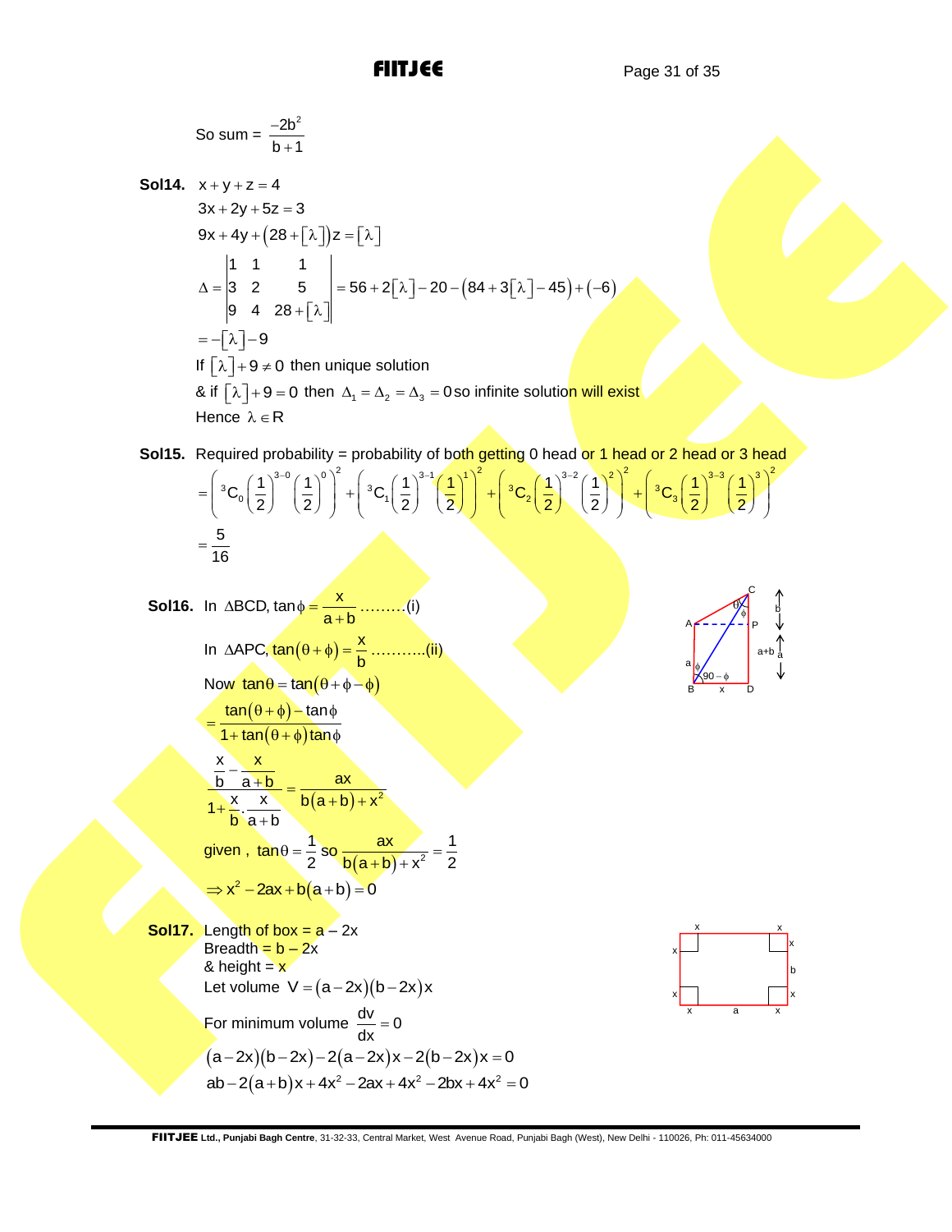So sum = $\frac{-2b^2}{b+1}$

**Sol14.** $x+y+z=4$

$3x+2y+5z=3$

$9x+4y+(28+[\lambda])z=[\lambda]$

$$\Delta = \begin{vmatrix} 1 & 1 & 1 \\ 3 & 2 & 5 \\ 9 & 4 & 28+[\lambda] \end{vmatrix} = 56+2[\lambda]-20-(84+3[\lambda]-45)+(-6)$$

$=-[\lambda]-9$

If $[\lambda]+9\neq 0$ then unique solution

& if $[\lambda]+9=0$ then $\Delta_1=\Delta_2=\Delta_3=0$ so infinite solution will exist

Hence $\lambda\in R$

**Sol15.** Required probability = probability of both getting 0 head or 1 head or 2 head or 3 head

$$=\left({}^3C_0\left(\frac{1}{2}\right)^{3-0}\left(\frac{1}{2}\right)^0\right)^2+\left({}^3C_1\left(\frac{1}{2}\right)^{3-1}\left(\frac{1}{2}\right)^1\right)^2+\left({}^3C_2\left(\frac{1}{2}\right)^{3-2}\left(\frac{1}{2}\right)^2\right)^2+\left({}^3C_3\left(\frac{1}{2}\right)^{3-3}\left(\frac{1}{2}\right)^3\right)^2$$

$=\frac{5}{16}$

**Sol16.** In $\Delta BCD$, $\tan\phi=\frac{x}{a+b}$ .........(i)

In $\Delta APC$, $\tan(\theta+\phi)=\frac{x}{b}$ ...........(ii)

Now $\tan\theta=\tan(\theta+\phi-\phi)$

$$=\frac{\tan(\theta+\phi)-\tan\phi}{1+\tan(\theta+\phi)\tan\phi}$$

$$\frac{\frac{x}{b}-\frac{x}{a+b}}{1+\frac{x}{b}\cdot\frac{x}{a+b}}=\frac{ax}{b(a+b)+x^2}$$

given, $\tan\theta=\frac{1}{2}$ so $\frac{ax}{b(a+b)+x^2}=\frac{1}{2}$

$\Rightarrow x^2-2ax+b(a+b)=0$

**Sol17.** Length of box = $a-2x$

Breadth = $b-2x$

& height = $x$

Let volume $V=(a-2x)(b-2x)x$

For minimum volume $\frac{dv}{dx}=0$

$(a-2x)(b-2x)-2(a-2x)x-2(b-2x)x=0$

$ab-2(a+b)x+4x^2-2ax+4x^2-2bx+4x^2=0$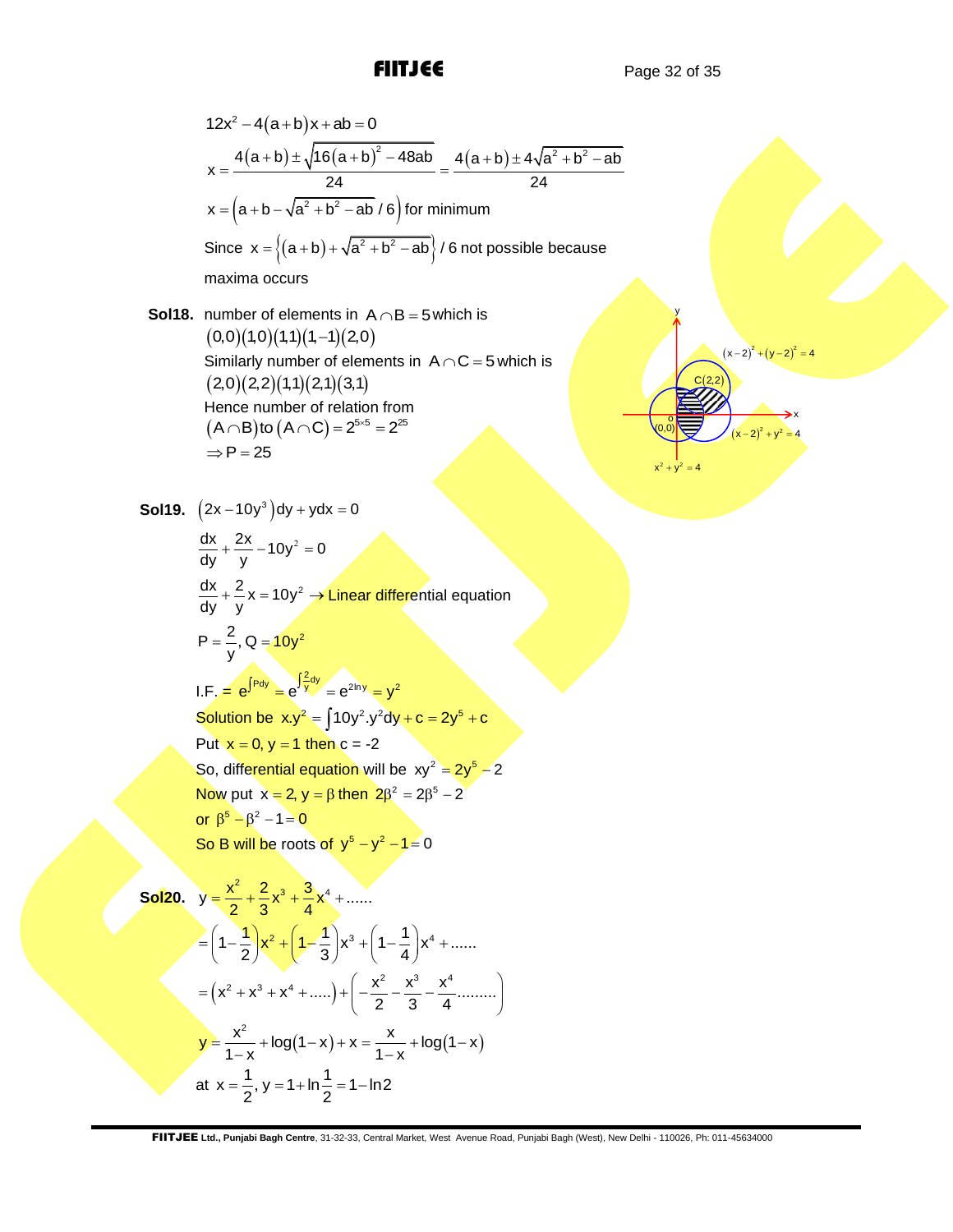$$12x^2 - 4(a+b)x + ab = 0$$

$$x = \frac{4(a+b) \pm \sqrt{16(a+b)^2 - 48ab}}{24} = \frac{4(a+b) \pm 4\sqrt{a^2+b^2-ab}}{24}$$

$x = \left(a + b - \sqrt{a^2+b^2-ab}\,/\,6\right)$ for minimum

Since $x = \left\{(a+b) + \sqrt{a^2+b^2-ab}\right\}/6$ not possible because maxima occurs

**Sol18.** number of elements in $A \cap B = 5$ which is $(0,0)(1,0)(1,1)(1,-1)(2,0)$

Similarly number of elements in $A \cap C = 5$ which is $(2,0)(2,2)(1,1)(2,1)(3,1)$

Hence number of relation from $(A \cap B)$ to $(A \cap C) = 2^{5\times5} = 2^{25}$

$\Rightarrow P = 25$

**Sol19.** $(2x - 10y^3)dy + ydx = 0$

$$\frac{dx}{dy} + \frac{2x}{y} - 10y^2 = 0$$

$$\frac{dx}{dy} + \frac{2}{y}x = 10y^2 \rightarrow \text{Linear differential equation}$$

$$P = \frac{2}{y},\ Q = 10y^2$$

I.F. $= e^{\int P dy} = e^{\int \frac{2}{y}dy} = e^{2\ln y} = y^2$

Solution be $x.y^2 = \int 10y^2.y^2 dy + c = 2y^5 + c$

Put $x = 0, y = 1$ then c = -2

So, differential equation will be $xy^2 = 2y^5 - 2$

Now put $x = 2, y = \beta$ then $2\beta^2 = 2\beta^5 - 2$

or $\beta^5 - \beta^2 - 1 = 0$

So B will be roots of $y^5 - y^2 - 1 = 0$

**Sol20.** $y = \frac{x^2}{2} + \frac{2}{3}x^3 + \frac{3}{4}x^4 + ......$

$$= \left(1 - \frac{1}{2}\right)x^2 + \left(1 - \frac{1}{3}\right)x^3 + \left(1 - \frac{1}{4}\right)x^4 + ......$$

$$= \left(x^2 + x^3 + x^4 + .....\right) + \left(-\frac{x^2}{2} - \frac{x^3}{3} - \frac{x^4}{4}.........\right)$$

$$y = \frac{x^2}{1-x} + \log(1-x) + x = \frac{x}{1-x} + \log(1-x)$$

at $x = \frac{1}{2}$, $y = 1 + \ln\frac{1}{2} = 1 - \ln 2$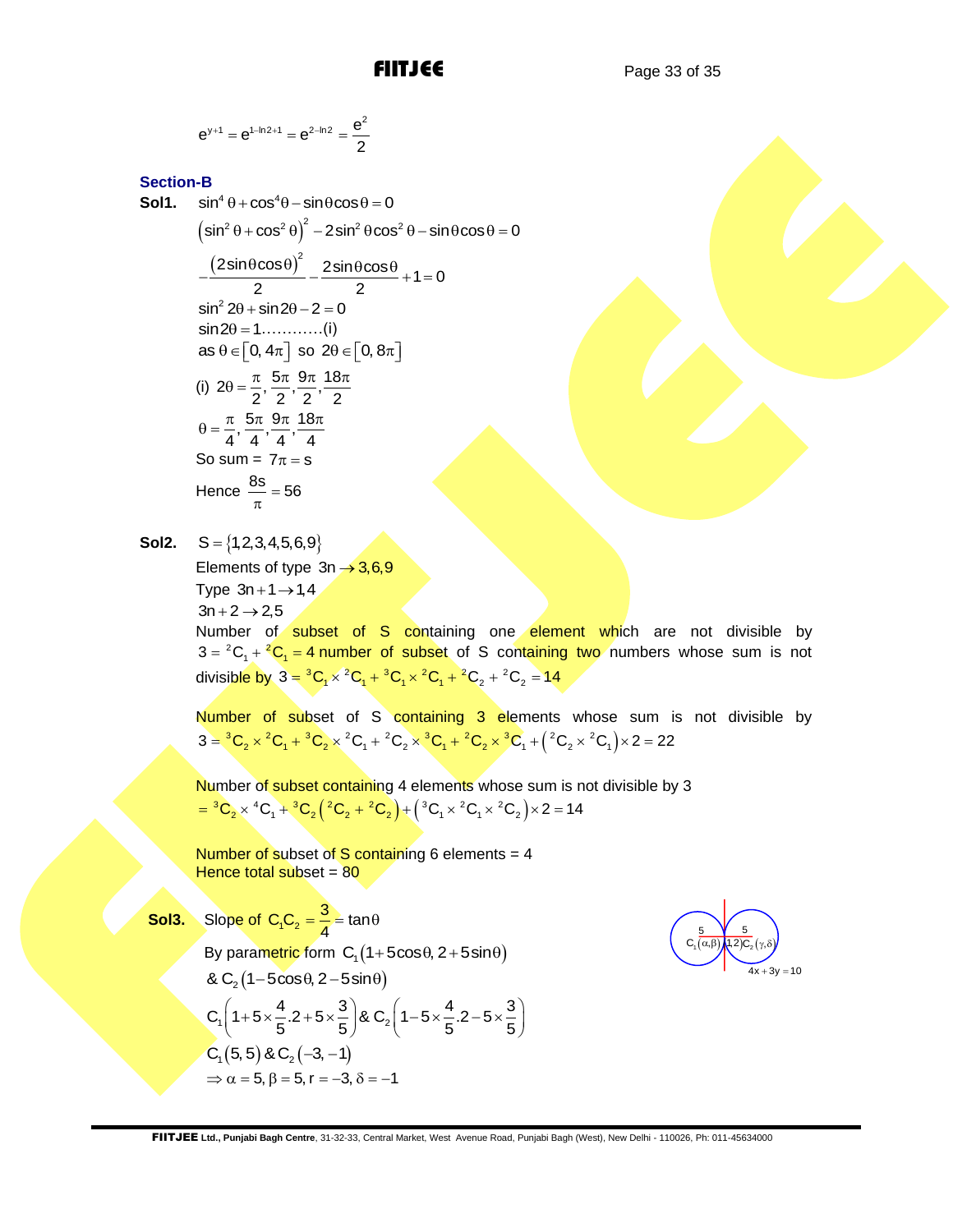$$e^{y+1} = e^{1-\ln 2+1} = e^{2-\ln 2} = \frac{e^2}{2}$$

## Section-B

**Sol1.** $\sin^4\theta + \cos^4\theta - \sin\theta\cos\theta = 0$

$$\left(\sin^2\theta + \cos^2\theta\right)^2 - 2\sin^2\theta\cos^2\theta - \sin\theta\cos\theta = 0$$

$$-\frac{\left(2\sin\theta\cos\theta\right)^2}{2} - \frac{2\sin\theta\cos\theta}{2} + 1 = 0$$

$\sin^2 2\theta + \sin 2\theta - 2 = 0$

$\sin 2\theta = 1$............(i)

as $\theta \in [0, 4\pi]$ so $2\theta \in [0, 8\pi]$

(i) $2\theta = \frac{\pi}{2}, \frac{5\pi}{2}, \frac{9\pi}{2}, \frac{18\pi}{2}$

$\theta = \frac{\pi}{4}, \frac{5\pi}{4}, \frac{9\pi}{4}, \frac{18\pi}{4}$

So sum = $7\pi = s$

Hence $\frac{8s}{\pi} = 56$

**Sol2.** $S = \{1, 2, 3, 4, 5, 6, 9\}$

Elements of type $3n \to 3, 6, 9$

Type $3n+1 \to 1, 4$

$3n+2 \to 2, 5$

Number of subset of S containing one element which are not divisible by $3 = {}^2C_1 + {}^2C_1 = 4$ number of subset of S containing two numbers whose sum is not divisible by $3 = {}^3C_1 \times {}^2C_1 + {}^3C_1 \times {}^2C_1 + {}^2C_2 + {}^2C_2 = 14$

Number of subset of S containing 3 elements whose sum is not divisible by $3 = {}^3C_2 \times {}^2C_1 + {}^3C_2 \times {}^2C_1 + {}^2C_2 \times {}^3C_1 + {}^2C_2 \times {}^3C_1 + \left({}^2C_2 \times {}^2C_1\right) \times 2 = 22$

Number of subset containing 4 elements whose sum is not divisible by 3
$= {}^3C_2 \times {}^4C_1 + {}^3C_2\left({}^2C_2 + {}^2C_2\right) + \left({}^3C_1 \times {}^2C_1 \times {}^2C_2\right) \times 2 = 14$

Number of subset of S containing 6 elements = 4

Hence total subset = 80

**Sol3.** Slope of $C_1C_2 = \frac{3}{4} = \tan\theta$

By parametric form $C_1(1 + 5\cos\theta, 2 + 5\sin\theta)$

& $C_2(1 - 5\cos\theta, 2 - 5\sin\theta)$

$$C_1\left(1 + 5 \times \frac{4}{5}.2 + 5 \times \frac{3}{5}\right) \& \; C_2\left(1 - 5 \times \frac{4}{5}.2 - 5 \times \frac{3}{5}\right)$$

$C_1(5, 5)$ & $C_2(-3, -1)$

$\Rightarrow \alpha = 5, \beta = 5, r = -3, \delta = -1$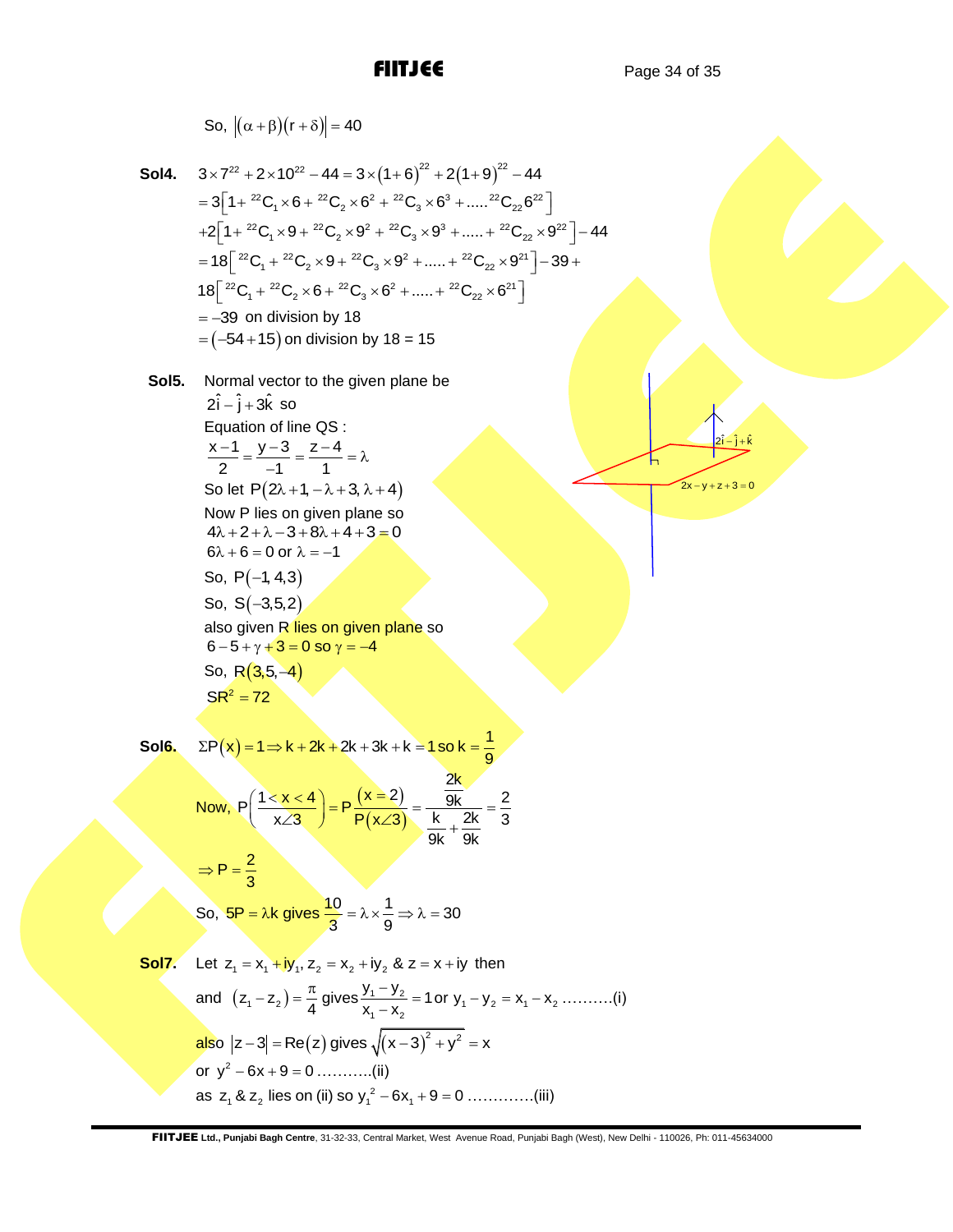So, $\left|(\alpha+\beta)(r+\delta)\right| = 40$

**Sol4.** $3\times 7^{22} + 2\times 10^{22} - 44 = 3\times(1+6)^{22} + 2(1+9)^{22} - 44$

$= 3\left[1 + {}^{22}C_1\times 6 + {}^{22}C_2\times 6^2 + {}^{22}C_3\times 6^3 + \ldots .. {}^{22}C_{22}6^{22}\right]$

$+2\left[1 + {}^{22}C_1\times 9 + {}^{22}C_2\times 9^2 + {}^{22}C_3\times 9^3 + \ldots .. + {}^{22}C_{22}\times 9^{22}\right] - 44$

$= 18\left[{}^{22}C_1 + {}^{22}C_2\times 9 + {}^{22}C_3\times 9^2 + \ldots .. + {}^{22}C_{22}\times 9^{21}\right] - 39 +$

$18\left[{}^{22}C_1 + {}^{22}C_2\times 6 + {}^{22}C_3\times 6^2 + \ldots .. + {}^{22}C_{22}\times 6^{21}\right]$

$= -39$ on division by 18

$= (-54+15)$ on division by 18 = 15

**Sol5.** Normal vector to the given plane be

$2\hat{i} - \hat{j} + 3\hat{k}$ so

Equation of line QS :

$\dfrac{x-1}{2} = \dfrac{y-3}{-1} = \dfrac{z-4}{1} = \lambda$

So let $P(2\lambda+1, -\lambda+3, \lambda+4)$

Now P lies on given plane so

$4\lambda + 2 + \lambda - 3 + 8\lambda + 4 + 3 = 0$

$6\lambda + 6 = 0$ or $\lambda = -1$

So, $P(-1, 4, 3)$

So, $S(-3, 5, 2)$

also given R lies on given plane so

$6 - 5 + \gamma + 3 = 0$ so $\gamma = -4$

So, $R(3, 5, -4)$

$SR^2 = 72$

$2\hat{i} - \hat{j} + \hat{k}$

$2x - y + z + 3 = 0$

**Sol6.** $\Sigma P(x) = 1 \Rightarrow k + 2k + 2k + 3k + k = 1$ so $k = \dfrac{1}{9}$

Now, $P\left(\dfrac{1 < x < 4}{x \angle 3}\right) = P\dfrac{(x=2)}{P(x\angle 3)} = \dfrac{\dfrac{2k}{9k}}{\dfrac{k}{9k} + \dfrac{2k}{9k}} = \dfrac{2}{3}$

$\Rightarrow P = \dfrac{2}{3}$

So, $5P = \lambda k$ gives $\dfrac{10}{3} = \lambda \times \dfrac{1}{9} \Rightarrow \lambda = 30$

**Sol7.** Let $z_1 = x_1 + iy_1$, $z_2 = x_2 + iy_2$ & $z = x + iy$ then

and $(z_1 - z_2) = \dfrac{\pi}{4}$ gives $\dfrac{y_1 - y_2}{x_1 - x_2} = 1$ or $y_1 - y_2 = x_1 - x_2$ ……….(i)

also $|z-3| = \text{Re}(z)$ gives $\sqrt{(x-3)^2 + y^2} = x$

or $y^2 - 6x + 9 = 0$ ……….(ii)

as $z_1$ & $z_2$ lies on (ii) so $y_1^2 - 6x_1 + 9 = 0$ ………….(iii)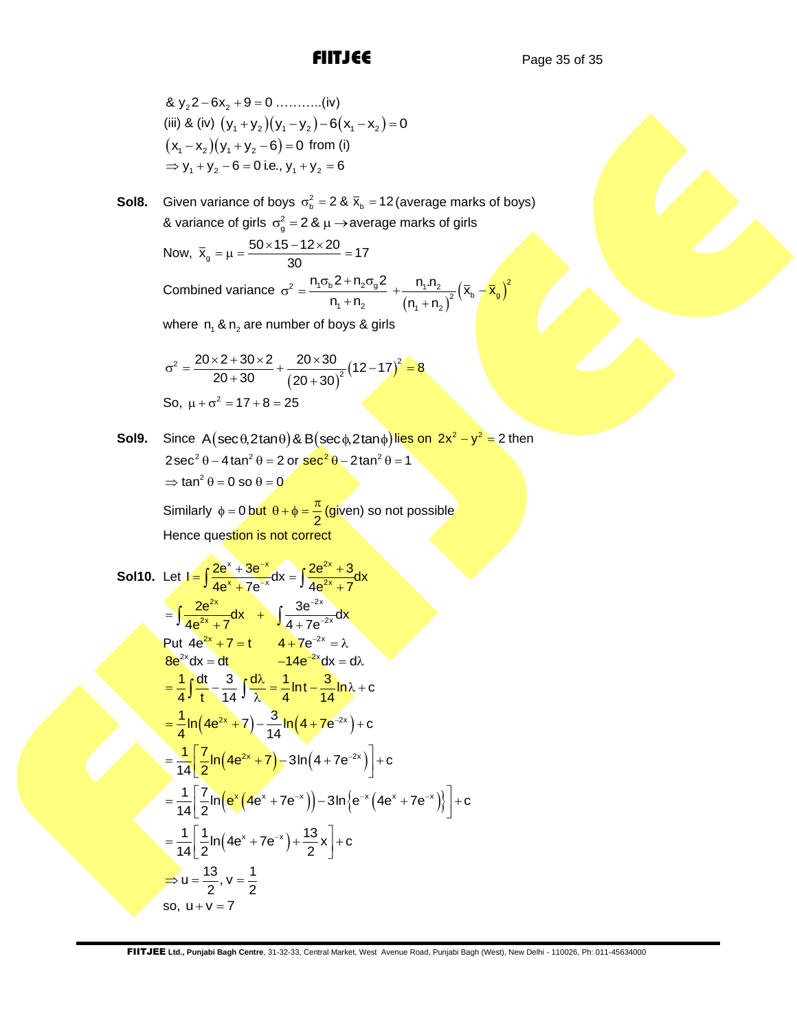& $y_2 2 - 6x_2 + 9 = 0$ ...........(iv)

(iii) & (iv) $(y_1 + y_2)(y_1 - y_2) - 6(x_1 - x_2) = 0$

$(x_1 - x_2)(y_1 + y_2 - 6) = 0$ from (i)

$\Rightarrow y_1 + y_2 - 6 = 0$ i.e., $y_1 + y_2 = 6$

**Sol8.** Given variance of boys $\sigma_b^2 = 2$ & $\bar{x}_b = 12$ (average marks of boys)

& variance of girls $\sigma_g^2 = 2$ & $\mu \rightarrow$ average marks of girls

Now, $\bar{x}_g = \mu = \dfrac{50 \times 15 - 12 \times 20}{30} = 17$

Combined variance $\sigma^2 = \dfrac{n_1 \sigma_b 2 + n_2 \sigma_g 2}{n_1 + n_2} + \dfrac{n_1 . n_2}{(n_1 + n_2)^2}(\bar{x}_b - \bar{x}_g)^2$

where $n_1$ & $n_2$ are number of boys & girls

$$\sigma^2 = \frac{20 \times 2 + 30 \times 2}{20 + 30} + \frac{20 \times 30}{(20 + 30)^2}(12 - 17)^2 = 8$$

So, $\mu + \sigma^2 = 17 + 8 = 25$

**Sol9.** Since $A(\sec\theta, 2\tan\theta)$ & $B(\sec\phi, 2\tan\phi)$ lies on $2x^2 - y^2 = 2$ then

$2\sec^2\theta - 4\tan^2\theta = 2$ or $\sec^2\theta - 2\tan^2\theta = 1$

$\Rightarrow \tan^2\theta = 0$ so $\theta = 0$

Similarly $\phi = 0$ but $\theta + \phi = \dfrac{\pi}{2}$ (given) so not possible

Hence question is not correct

**Sol10.** Let $I = \displaystyle\int \frac{2e^x + 3e^{-x}}{4e^x + 7e^{-x}} dx = \int \frac{2e^{2x} + 3}{4e^{2x} + 7} dx$

$= \displaystyle\int \frac{2e^{2x}}{4e^{2x} + 7} dx + \int \frac{3e^{-2x}}{4 + 7e^{-2x}} dx$

Put $4e^{2x} + 7 = t$ $\qquad 4 + 7e^{-2x} = \lambda$

$8e^{2x} dx = dt$ $\qquad -14e^{-2x} dx = d\lambda$

$= \dfrac{1}{4}\displaystyle\int \frac{dt}{t} - \frac{3}{14}\int \frac{d\lambda}{\lambda} = \frac{1}{4}\ln t - \frac{3}{14}\ln\lambda + c$

$= \dfrac{1}{4}\ln(4e^{2x} + 7) - \dfrac{3}{14}\ln(4 + 7e^{-2x}) + c$

$= \dfrac{1}{14}\left[\dfrac{7}{2}\ln(4e^{2x} + 7) - 3\ln(4 + 7e^{-2x})\right] + c$

$= \dfrac{1}{14}\left[\dfrac{7}{2}\ln\left(e^x(4e^x + 7e^{-x})\right) - 3\ln\left\{e^{-x}(4e^x + 7e^{-x})\right\}\right] + c$

$= \dfrac{1}{14}\left[\dfrac{1}{2}\ln(4e^x + 7e^{-x}) + \dfrac{13}{2}x\right] + c$

$\Rightarrow u = \dfrac{13}{2}, v = \dfrac{1}{2}$

so, $u + v = 7$